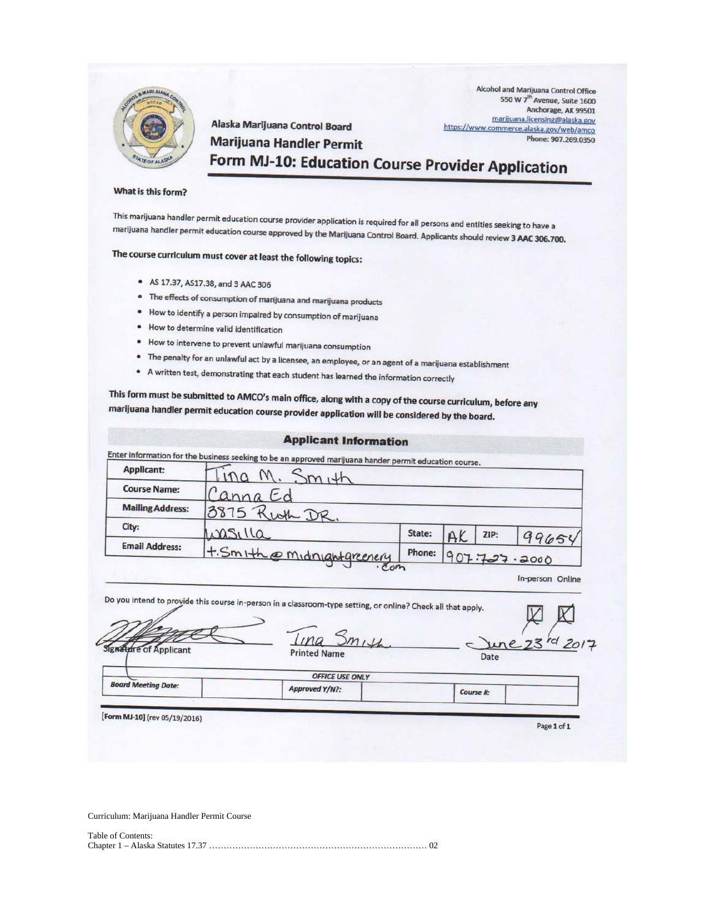Alcohol and Marijuana Control Office
550 W 7th Avenue, Suite 1600
Anchorage, AK 99501
marijuana.licensing@alaska.gov
https://www.commerce.alaska.gov/web/amco
Phone: 907.269.0350

Alaska Marijuana Control Board

Marijuana Handler Permit

# Form MJ-10: Education Course Provider Application

**What is this form?**

This marijuana handler permit education course provider application is required for all persons and entities seeking to have a marijuana handler permit education course approved by the Marijuana Control Board. Applicants should review **3 AAC 306.700.**

**The course curriculum must cover at least the following topics:**

- AS 17.37, AS17.38, and 3 AAC 306
- The effects of consumption of marijuana and marijuana products
- How to identify a person impaired by consumption of marijuana
- How to determine valid identification
- How to intervene to prevent unlawful marijuana consumption
- The penalty for an unlawful act by a licensee, an employee, or an agent of a marijuana establishment
- A written test, demonstrating that each student has learned the information correctly

**This form must be submitted to AMCO's main office, along with a copy of the course curriculum, before any marijuana handler permit education course provider application will be considered by the board.**

## Applicant Information

Enter information for the business seeking to be an approved marijuana hander permit education course.

| | | | | | |
|---|---|---|---|---|---|
| **Applicant:** | Tina M. Smith | | | | |
| **Course Name:** | Canna Ed | | | | |
| **Mailing Address:** | 3875 Ruth DR. | | | | |
| **City:** | Wasilla | **State:** | AK | **ZIP:** | 99654 |
| **Email Address:** | t.Smith@midnightgreenery.com | **Phone:** | 907.727.2000 | | |

| | In-person | Online |
|---|---|---|
| Do you intend to provide this course in-person in a classroom-type setting, or online? Check all that apply. | ☒ | ☒ |

| Signature of Applicant | Printed Name | Date |
|---|---|---|
| [signature] | Tina Smith | June 23rd 2017 |

**OFFICE USE ONLY**

| **Board Meeting Date:** | | **Approved Y/N?:** | | **Course #:** | |
|---|---|---|---|---|---|

[Form MJ-10] (rev 05/19/2016)

Curriculum: Marijuana Handler Permit Course

Table of Contents:

Chapter 1 – Alaska Statutes 17.37 ………………………………………………………………… 02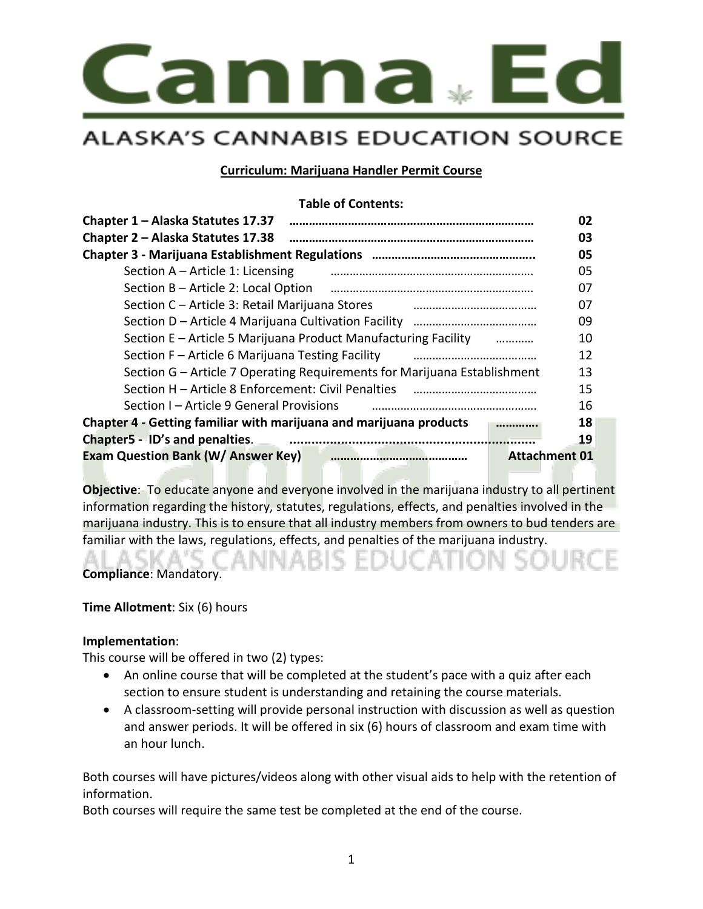# Canna Ed

## ALASKA'S CANNABIS EDUCATION SOURCE

**Curriculum: Marijuana Handler Permit Course**

**Table of Contents:**

| | |
|---|---|
| **Chapter 1 – Alaska Statutes 17.37** | **02** |
| **Chapter 2 – Alaska Statutes 17.38** | **03** |
| **Chapter 3 - Marijuana Establishment Regulations** | **05** |
| Section A – Article 1: Licensing | 05 |
| Section B – Article 2: Local Option | 07 |
| Section C – Article 3: Retail Marijuana Stores | 07 |
| Section D – Article 4 Marijuana Cultivation Facility | 09 |
| Section E – Article 5 Marijuana Product Manufacturing Facility | 10 |
| Section F – Article 6 Marijuana Testing Facility | 12 |
| Section G – Article 7 Operating Requirements for Marijuana Establishment | 13 |
| Section H – Article 8 Enforcement: Civil Penalties | 15 |
| Section I – Article 9 General Provisions | 16 |
| **Chapter 4 - Getting familiar with marijuana and marijuana products** | **18** |
| **Chapter5 - ID's and penalties.** | **19** |
| **Exam Question Bank (W/ Answer Key)** | **Attachment 01** |

**Objective**: To educate anyone and everyone involved in the marijuana industry to all pertinent information regarding the history, statutes, regulations, effects, and penalties involved in the marijuana industry. This is to ensure that all industry members from owners to bud tenders are familiar with the laws, regulations, effects, and penalties of the marijuana industry.

**Compliance**: Mandatory.

**Time Allotment**: Six (6) hours

**Implementation**:
This course will be offered in two (2) types:

- An online course that will be completed at the student's pace with a quiz after each section to ensure student is understanding and retaining the course materials.
- A classroom-setting will provide personal instruction with discussion as well as question and answer periods. It will be offered in six (6) hours of classroom and exam time with an hour lunch.

Both courses will have pictures/videos along with other visual aids to help with the retention of information.
Both courses will require the same test be completed at the end of the course.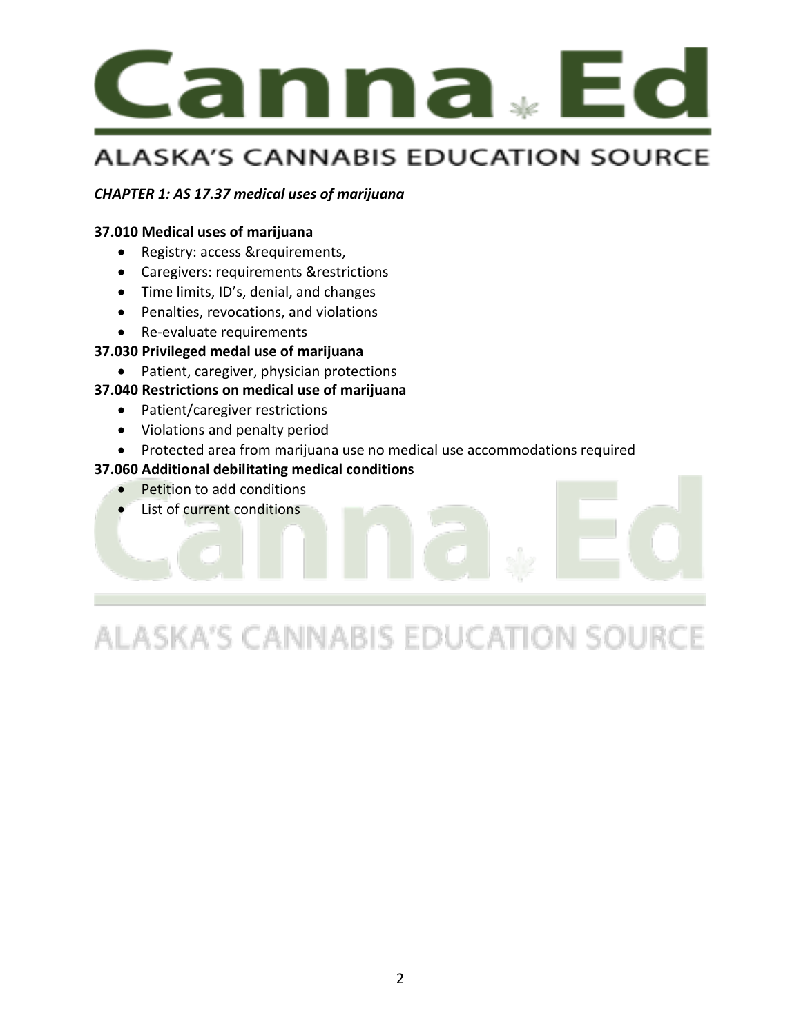# Canna Ed

## ALASKA'S CANNABIS EDUCATION SOURCE

***CHAPTER 1: AS 17.37 medical uses of marijuana***

**37.010 Medical uses of marijuana**

- Registry: access &requirements,
- Caregivers: requirements &restrictions
- Time limits, ID's, denial, and changes
- Penalties, revocations, and violations
- Re-evaluate requirements

**37.030 Privileged medal use of marijuana**

- Patient, caregiver, physician protections

**37.040 Restrictions on medical use of marijuana**

- Patient/caregiver restrictions
- Violations and penalty period
- Protected area from marijuana use no medical use accommodations required

**37.060 Additional debilitating medical conditions**

- Petition to add conditions
- List of current conditions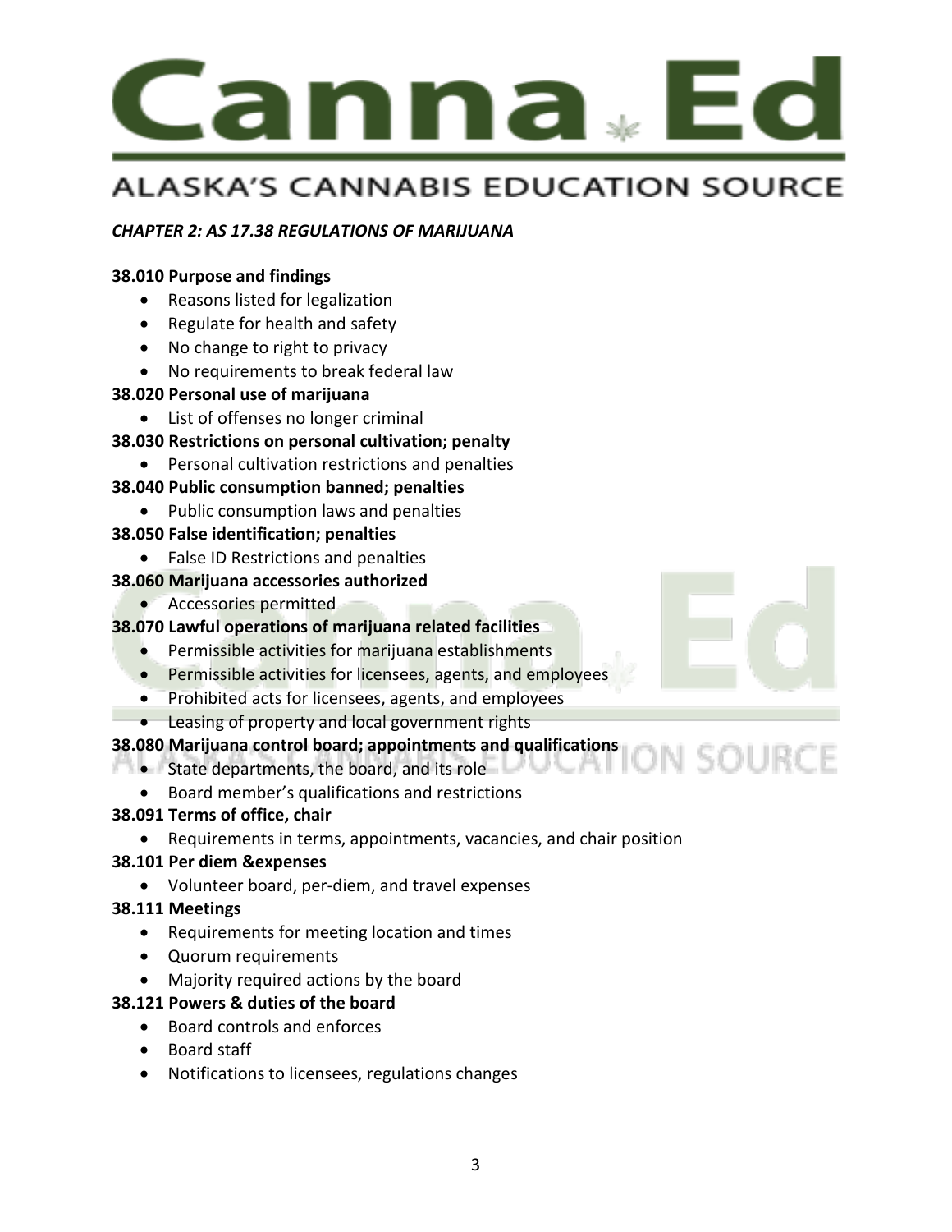*CHAPTER 2: AS 17.38 REGULATIONS OF MARIJUANA*

**38.010 Purpose and findings**

- Reasons listed for legalization
- Regulate for health and safety
- No change to right to privacy
- No requirements to break federal law

**38.020 Personal use of marijuana**

- List of offenses no longer criminal

**38.030 Restrictions on personal cultivation; penalty**

- Personal cultivation restrictions and penalties

**38.040 Public consumption banned; penalties**

- Public consumption laws and penalties

**38.050 False identification; penalties**

- False ID Restrictions and penalties

**38.060 Marijuana accessories authorized**

- Accessories permitted

**38.070 Lawful operations of marijuana related facilities**

- Permissible activities for marijuana establishments
- Permissible activities for licensees, agents, and employees
- Prohibited acts for licensees, agents, and employees
- Leasing of property and local government rights

**38.080 Marijuana control board; appointments and qualifications**

- State departments, the board, and its role
- Board member's qualifications and restrictions

**38.091 Terms of office, chair**

- Requirements in terms, appointments, vacancies, and chair position

**38.101 Per diem &expenses**

- Volunteer board, per-diem, and travel expenses

**38.111 Meetings**

- Requirements for meeting location and times
- Quorum requirements
- Majority required actions by the board

**38.121 Powers & duties of the board**

- Board controls and enforces
- Board staff
- Notifications to licensees, regulations changes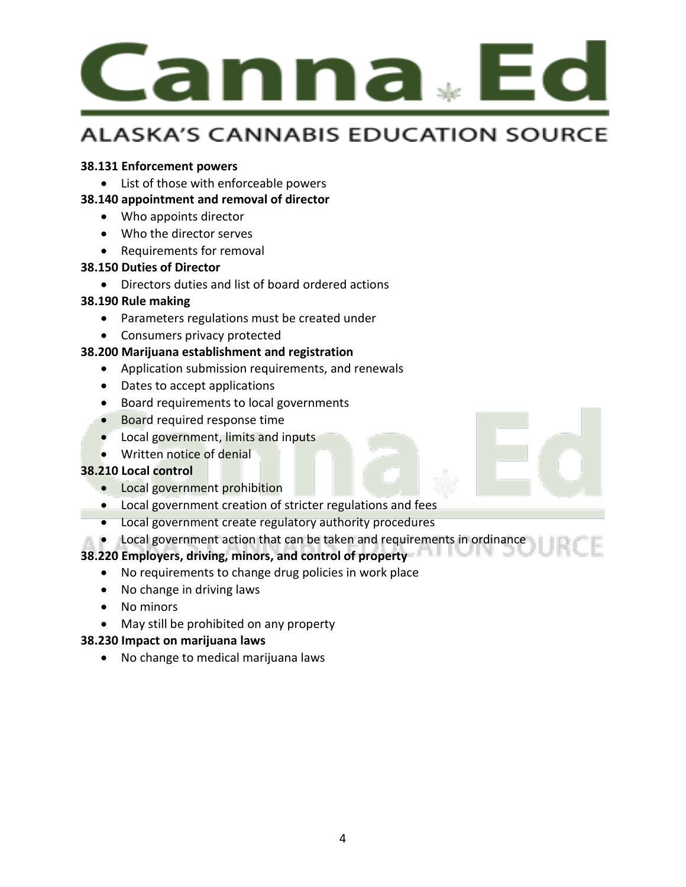**38.131 Enforcement powers**

- List of those with enforceable powers

**38.140 appointment and removal of director**

- Who appoints director
- Who the director serves
- Requirements for removal

**38.150 Duties of Director**

- Directors duties and list of board ordered actions

**38.190 Rule making**

- Parameters regulations must be created under
- Consumers privacy protected

**38.200 Marijuana establishment and registration**

- Application submission requirements, and renewals
- Dates to accept applications
- Board requirements to local governments
- Board required response time
- Local government, limits and inputs
- Written notice of denial

**38.210 Local control**

- Local government prohibition
- Local government creation of stricter regulations and fees
- Local government create regulatory authority procedures
- Local government action that can be taken and requirements in ordinance

**38.220 Employers, driving, minors, and control of property**

- No requirements to change drug policies in work place
- No change in driving laws
- No minors
- May still be prohibited on any property

**38.230 Impact on marijuana laws**

- No change to medical marijuana laws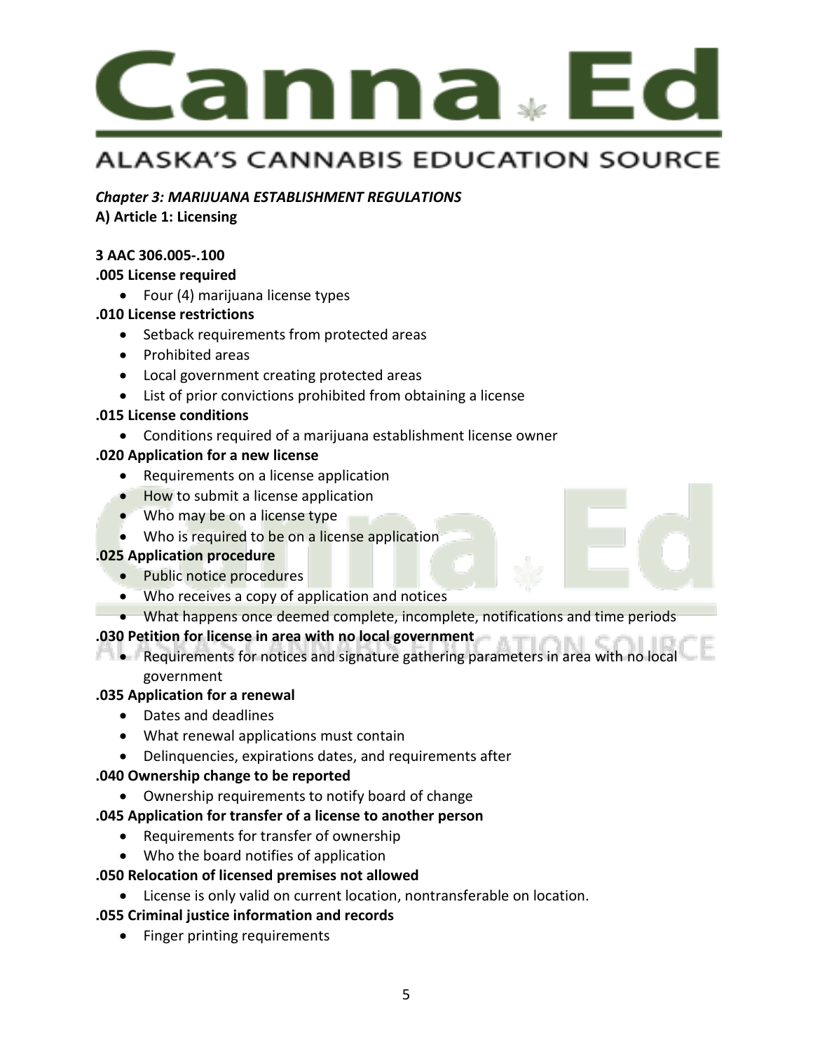# Canna Ed

## ALASKA'S CANNABIS EDUCATION SOURCE

***Chapter 3: MARIJUANA ESTABLISHMENT REGULATIONS***

**A) Article 1: Licensing**

**3 AAC 306.005-.100**

**.005 License required**

- Four (4) marijuana license types

**.010 License restrictions**

- Setback requirements from protected areas
- Prohibited areas
- Local government creating protected areas
- List of prior convictions prohibited from obtaining a license

**.015 License conditions**

- Conditions required of a marijuana establishment license owner

**.020 Application for a new license**

- Requirements on a license application
- How to submit a license application
- Who may be on a license type
- Who is required to be on a license application

**.025 Application procedure**

- Public notice procedures
- Who receives a copy of application and notices
- What happens once deemed complete, incomplete, notifications and time periods

**.030 Petition for license in area with no local government**

- Requirements for notices and signature gathering parameters in area with no local government

**.035 Application for a renewal**

- Dates and deadlines
- What renewal applications must contain
- Delinquencies, expirations dates, and requirements after

**.040 Ownership change to be reported**

- Ownership requirements to notify board of change

**.045 Application for transfer of a license to another person**

- Requirements for transfer of ownership
- Who the board notifies of application

**.050 Relocation of licensed premises not allowed**

- License is only valid on current location, nontransferable on location.

**.055 Criminal justice information and records**

- Finger printing requirements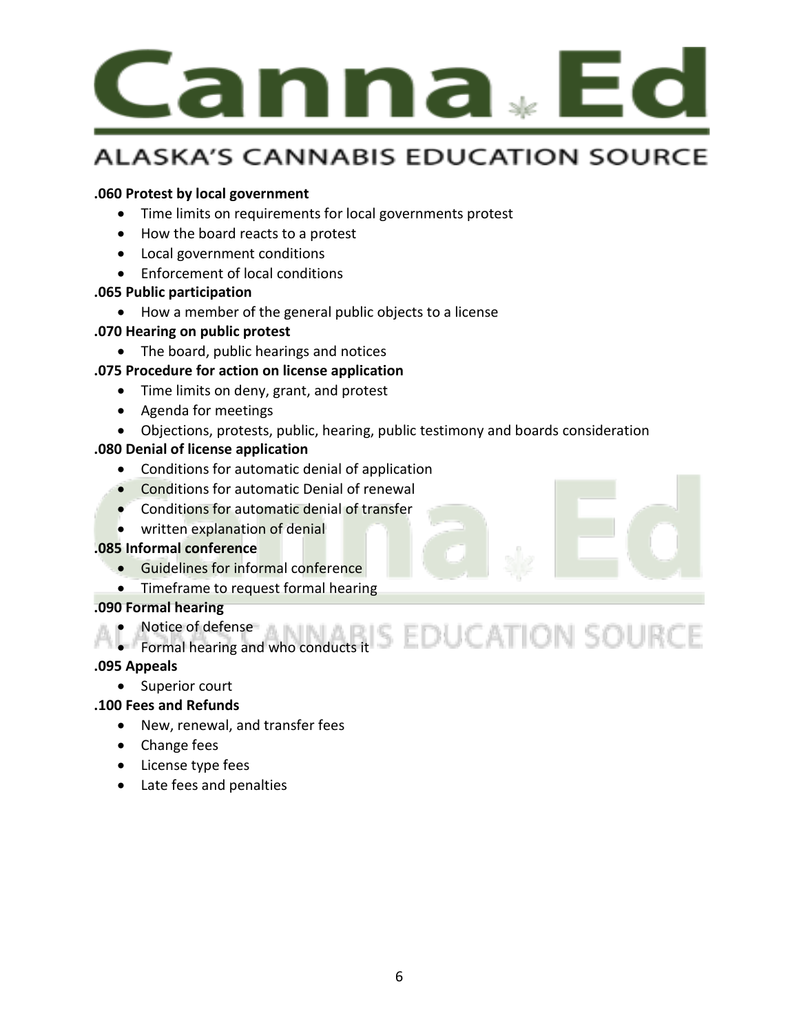**.060 Protest by local government**

- Time limits on requirements for local governments protest
- How the board reacts to a protest
- Local government conditions
- Enforcement of local conditions

**.065 Public participation**

- How a member of the general public objects to a license

**.070 Hearing on public protest**

- The board, public hearings and notices

**.075 Procedure for action on license application**

- Time limits on deny, grant, and protest
- Agenda for meetings
- Objections, protests, public, hearing, public testimony and boards consideration

**.080 Denial of license application**

- Conditions for automatic denial of application
- Conditions for automatic Denial of renewal
- Conditions for automatic denial of transfer
- written explanation of denial

**.085 Informal conference**

- Guidelines for informal conference
- Timeframe to request formal hearing

**.090 Formal hearing**

- Notice of defense
- Formal hearing and who conducts it

**.095 Appeals**

- Superior court

**.100 Fees and Refunds**

- New, renewal, and transfer fees
- Change fees
- License type fees
- Late fees and penalties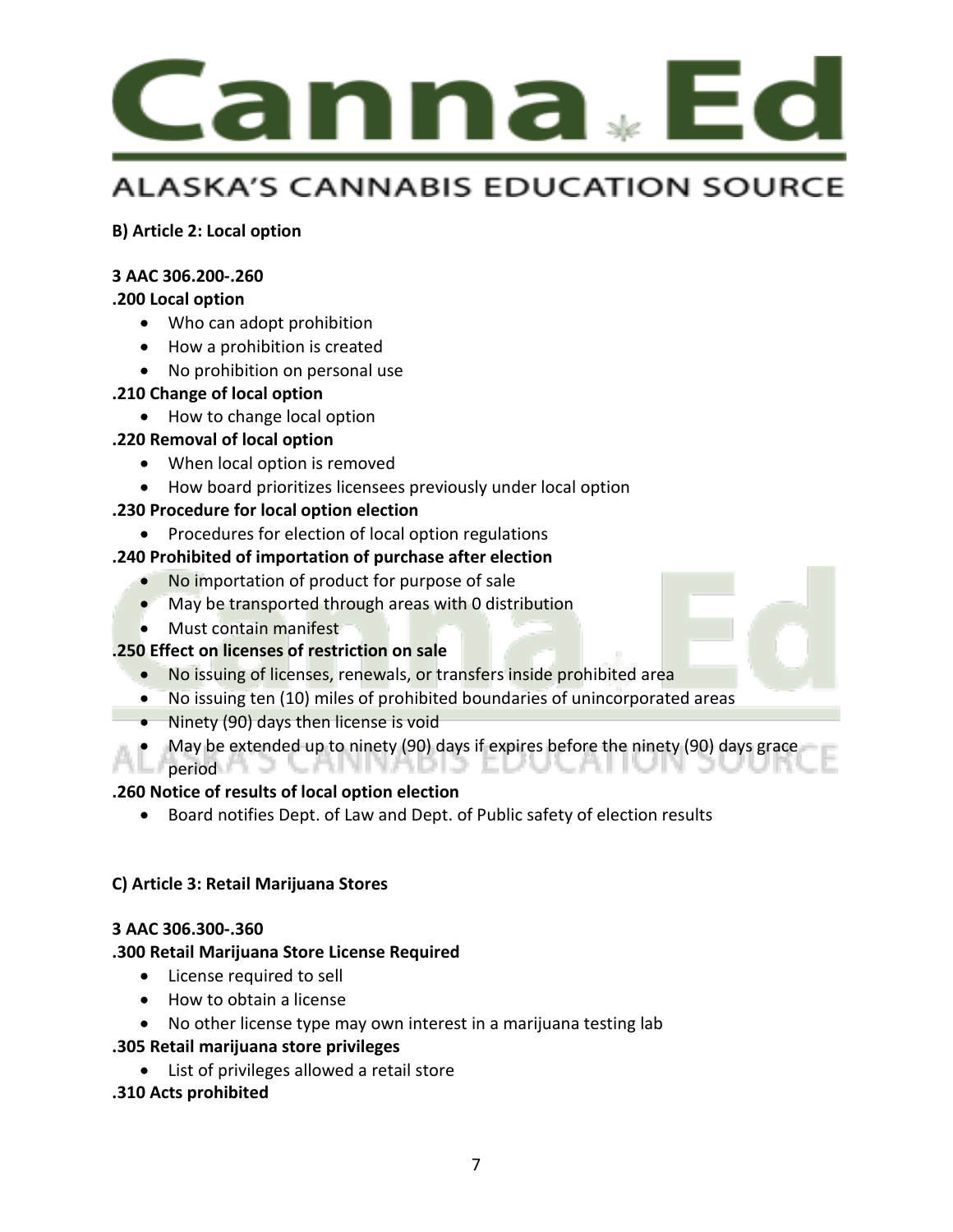**B) Article 2: Local option**

**3 AAC 306.200-.260**

**.200 Local option**

- Who can adopt prohibition
- How a prohibition is created
- No prohibition on personal use

**.210 Change of local option**

- How to change local option

**.220 Removal of local option**

- When local option is removed
- How board prioritizes licensees previously under local option

**.230 Procedure for local option election**

- Procedures for election of local option regulations

**.240 Prohibited of importation of purchase after election**

- No importation of product for purpose of sale
- May be transported through areas with 0 distribution
- Must contain manifest

**.250 Effect on licenses of restriction on sale**

- No issuing of licenses, renewals, or transfers inside prohibited area
- No issuing ten (10) miles of prohibited boundaries of unincorporated areas
- Ninety (90) days then license is void
- May be extended up to ninety (90) days if expires before the ninety (90) days grace period

**.260 Notice of results of local option election**

- Board notifies Dept. of Law and Dept. of Public safety of election results

**C) Article 3: Retail Marijuana Stores**

**3 AAC 306.300-.360**

**.300 Retail Marijuana Store License Required**

- License required to sell
- How to obtain a license
- No other license type may own interest in a marijuana testing lab

**.305 Retail marijuana store privileges**

- List of privileges allowed a retail store

**.310 Acts prohibited**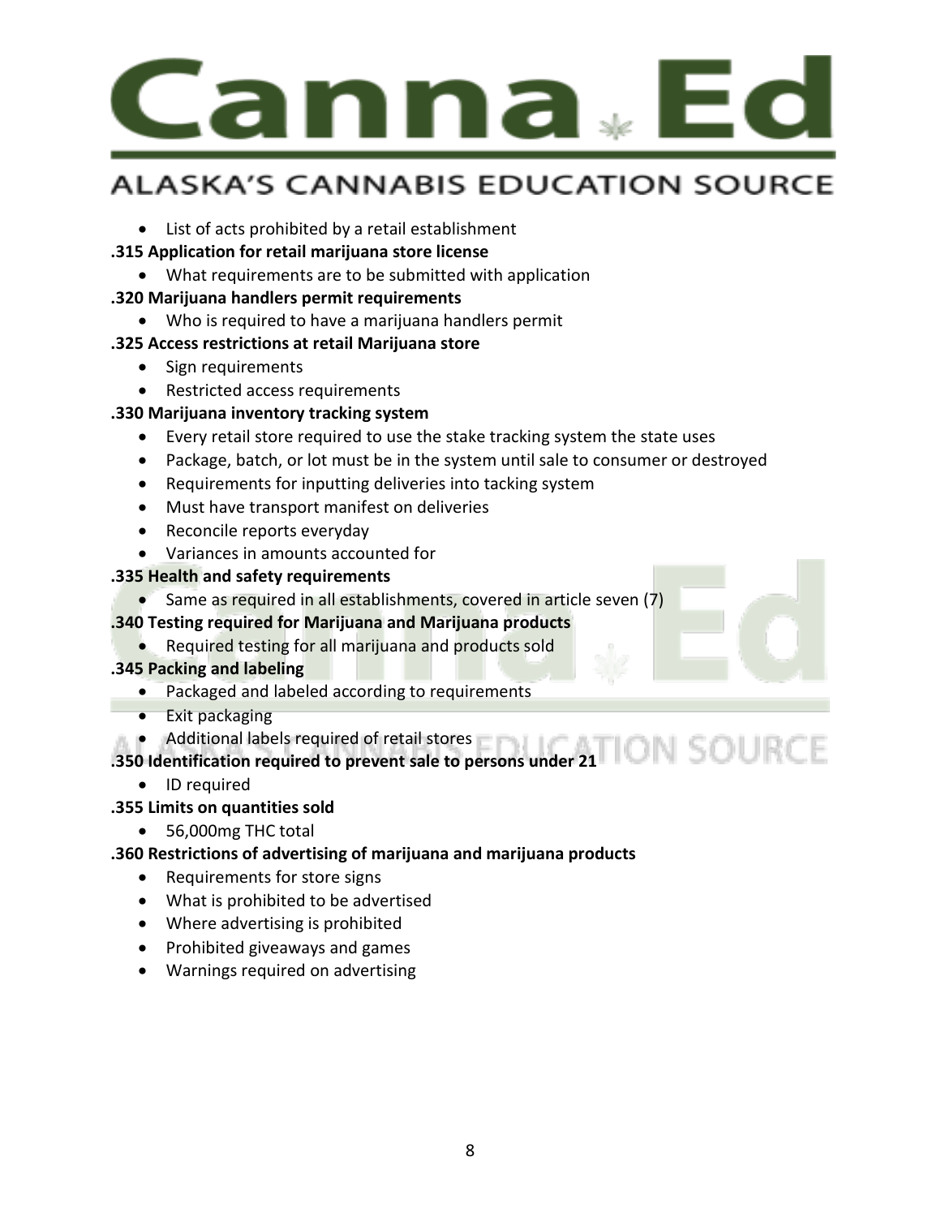- List of acts prohibited by a retail establishment

**.315 Application for retail marijuana store license**

- What requirements are to be submitted with application

**.320 Marijuana handlers permit requirements**

- Who is required to have a marijuana handlers permit

**.325 Access restrictions at retail Marijuana store**

- Sign requirements
- Restricted access requirements

**.330 Marijuana inventory tracking system**

- Every retail store required to use the stake tracking system the state uses
- Package, batch, or lot must be in the system until sale to consumer or destroyed
- Requirements for inputting deliveries into tacking system
- Must have transport manifest on deliveries
- Reconcile reports everyday
- Variances in amounts accounted for

**.335 Health and safety requirements**

- Same as required in all establishments, covered in article seven (7)

**.340 Testing required for Marijuana and Marijuana products**

- Required testing for all marijuana and products sold

**.345 Packing and labeling**

- Packaged and labeled according to requirements
- Exit packaging
- Additional labels required of retail stores

**.350 Identification required to prevent sale to persons under 21**

- ID required

**.355 Limits on quantities sold**

- 56,000mg THC total

**.360 Restrictions of advertising of marijuana and marijuana products**

- Requirements for store signs
- What is prohibited to be advertised
- Where advertising is prohibited
- Prohibited giveaways and games
- Warnings required on advertising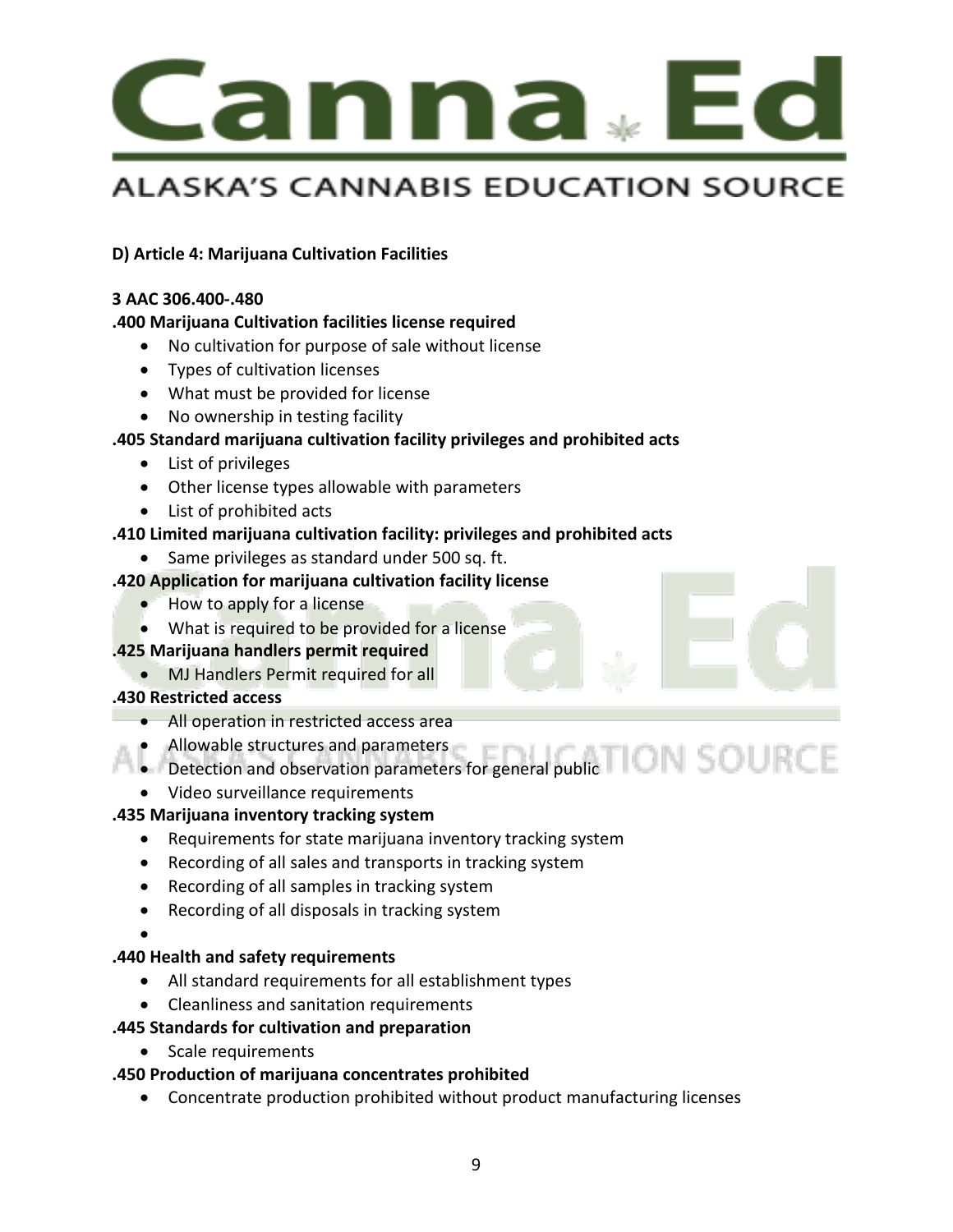**D) Article 4: Marijuana Cultivation Facilities**

**3 AAC 306.400-.480**

**.400 Marijuana Cultivation facilities license required**

- No cultivation for purpose of sale without license
- Types of cultivation licenses
- What must be provided for license
- No ownership in testing facility

**.405 Standard marijuana cultivation facility privileges and prohibited acts**

- List of privileges
- Other license types allowable with parameters
- List of prohibited acts

**.410 Limited marijuana cultivation facility: privileges and prohibited acts**

- Same privileges as standard under 500 sq. ft.

**.420 Application for marijuana cultivation facility license**

- How to apply for a license
- What is required to be provided for a license

**.425 Marijuana handlers permit required**

- MJ Handlers Permit required for all

**.430 Restricted access**

- All operation in restricted access area
- Allowable structures and parameters
- Detection and observation parameters for general public
- Video surveillance requirements

**.435 Marijuana inventory tracking system**

- Requirements for state marijuana inventory tracking system
- Recording of all sales and transports in tracking system
- Recording of all samples in tracking system
- Recording of all disposals in tracking system

**.440 Health and safety requirements**

- All standard requirements for all establishment types
- Cleanliness and sanitation requirements

**.445 Standards for cultivation and preparation**

- Scale requirements

**.450 Production of marijuana concentrates prohibited**

- Concentrate production prohibited without product manufacturing licenses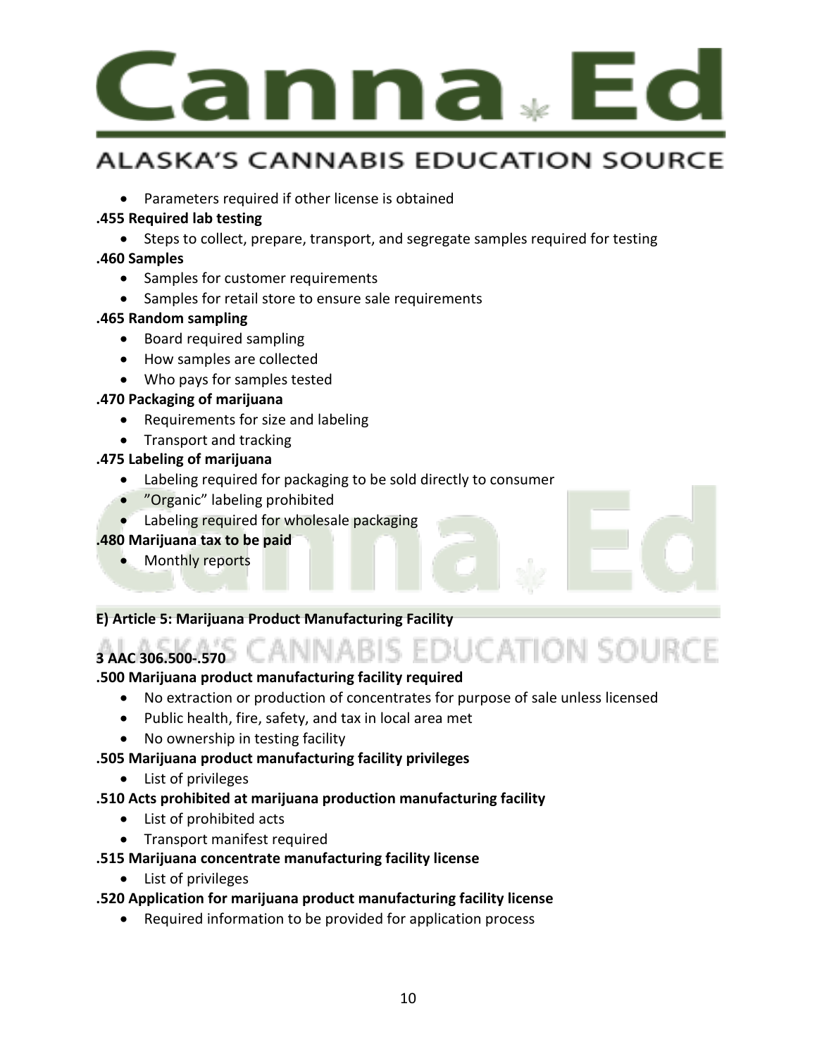- Parameters required if other license is obtained

**.455 Required lab testing**

- Steps to collect, prepare, transport, and segregate samples required for testing

**.460 Samples**

- Samples for customer requirements
- Samples for retail store to ensure sale requirements

**.465 Random sampling**

- Board required sampling
- How samples are collected
- Who pays for samples tested

**.470 Packaging of marijuana**

- Requirements for size and labeling
- Transport and tracking

**.475 Labeling of marijuana**

- Labeling required for packaging to be sold directly to consumer
- "Organic" labeling prohibited
- Labeling required for wholesale packaging

**.480 Marijuana tax to be paid**

- Monthly reports

**E) Article 5: Marijuana Product Manufacturing Facility**

**3 AAC 306.500-.570**

**.500 Marijuana product manufacturing facility required**

- No extraction or production of concentrates for purpose of sale unless licensed
- Public health, fire, safety, and tax in local area met
- No ownership in testing facility

**.505 Marijuana product manufacturing facility privileges**

- List of privileges

**.510 Acts prohibited at marijuana production manufacturing facility**

- List of prohibited acts
- Transport manifest required

**.515 Marijuana concentrate manufacturing facility license**

- List of privileges

**.520 Application for marijuana product manufacturing facility license**

- Required information to be provided for application process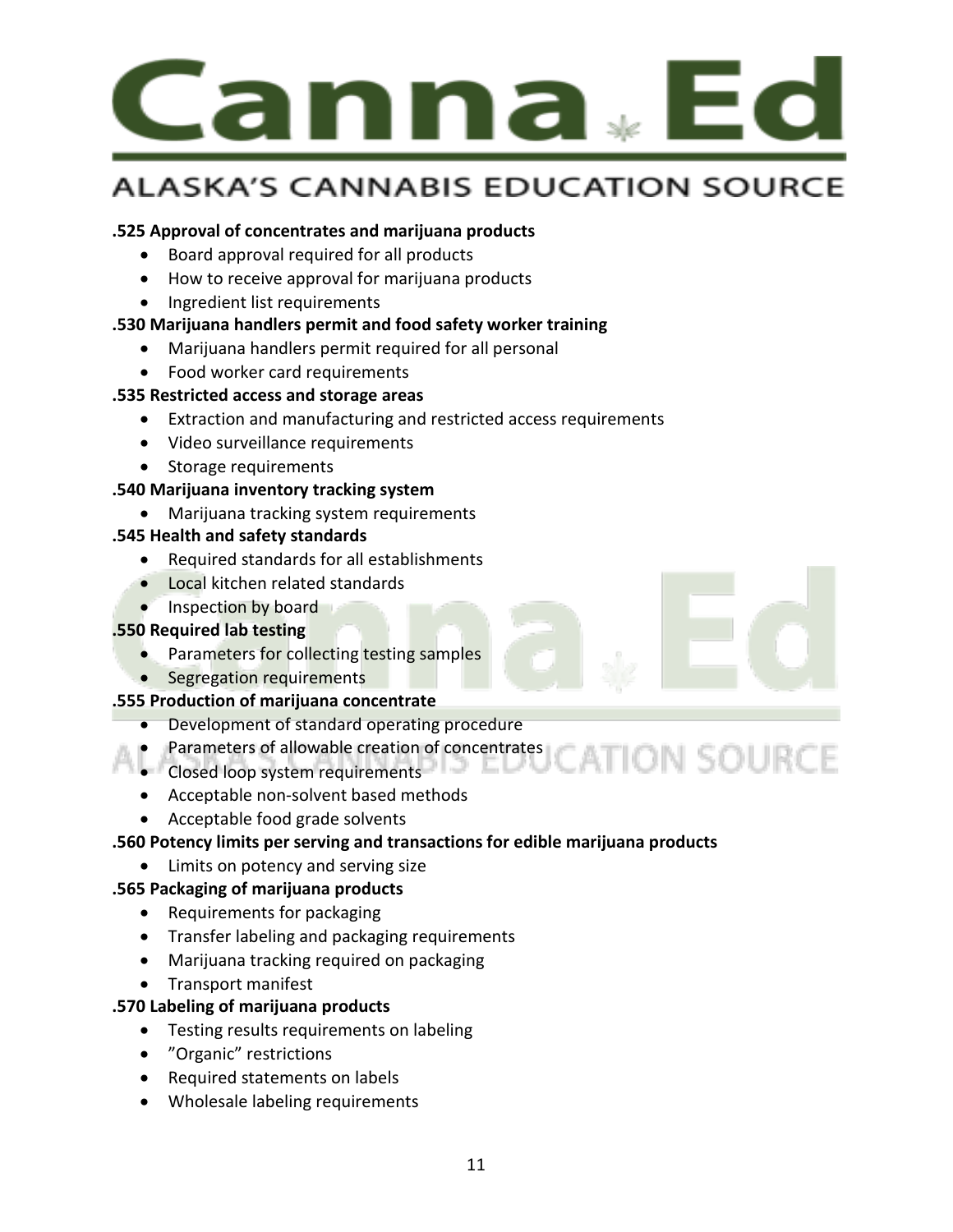**.525 Approval of concentrates and marijuana products**

- Board approval required for all products
- How to receive approval for marijuana products
- Ingredient list requirements

**.530 Marijuana handlers permit and food safety worker training**

- Marijuana handlers permit required for all personal
- Food worker card requirements

**.535 Restricted access and storage areas**

- Extraction and manufacturing and restricted access requirements
- Video surveillance requirements
- Storage requirements

**.540 Marijuana inventory tracking system**

- Marijuana tracking system requirements

**.545 Health and safety standards**

- Required standards for all establishments
- Local kitchen related standards
- Inspection by board

**.550 Required lab testing**

- Parameters for collecting testing samples
- Segregation requirements

**.555 Production of marijuana concentrate**

- Development of standard operating procedure
- Parameters of allowable creation of concentrates
- Closed loop system requirements
- Acceptable non-solvent based methods
- Acceptable food grade solvents

**.560 Potency limits per serving and transactions for edible marijuana products**

- Limits on potency and serving size

**.565 Packaging of marijuana products**

- Requirements for packaging
- Transfer labeling and packaging requirements
- Marijuana tracking required on packaging
- Transport manifest

**.570 Labeling of marijuana products**

- Testing results requirements on labeling
- "Organic" restrictions
- Required statements on labels
- Wholesale labeling requirements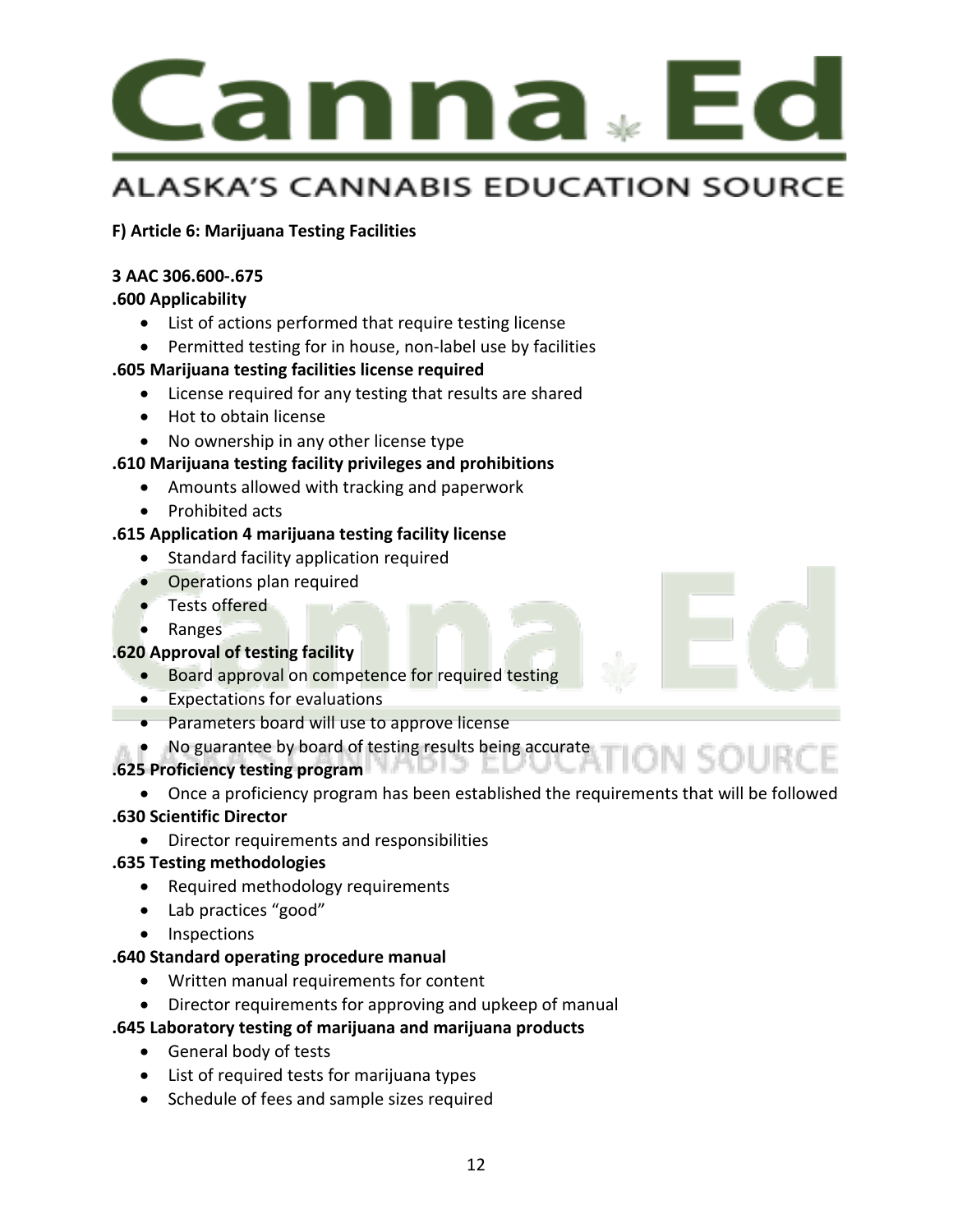**F) Article 6: Marijuana Testing Facilities**

**3 AAC 306.600-.675**

**.600 Applicability**

- List of actions performed that require testing license
- Permitted testing for in house, non-label use by facilities

**.605 Marijuana testing facilities license required**

- License required for any testing that results are shared
- Hot to obtain license
- No ownership in any other license type

**.610 Marijuana testing facility privileges and prohibitions**

- Amounts allowed with tracking and paperwork
- Prohibited acts

**.615 Application 4 marijuana testing facility license**

- Standard facility application required
- Operations plan required
- Tests offered
- Ranges

**.620 Approval of testing facility**

- Board approval on competence for required testing
- Expectations for evaluations
- Parameters board will use to approve license
- No guarantee by board of testing results being accurate

**.625 Proficiency testing program**

- Once a proficiency program has been established the requirements that will be followed

**.630 Scientific Director**

- Director requirements and responsibilities

**.635 Testing methodologies**

- Required methodology requirements
- Lab practices "good"
- Inspections

**.640 Standard operating procedure manual**

- Written manual requirements for content
- Director requirements for approving and upkeep of manual

**.645 Laboratory testing of marijuana and marijuana products**

- General body of tests
- List of required tests for marijuana types
- Schedule of fees and sample sizes required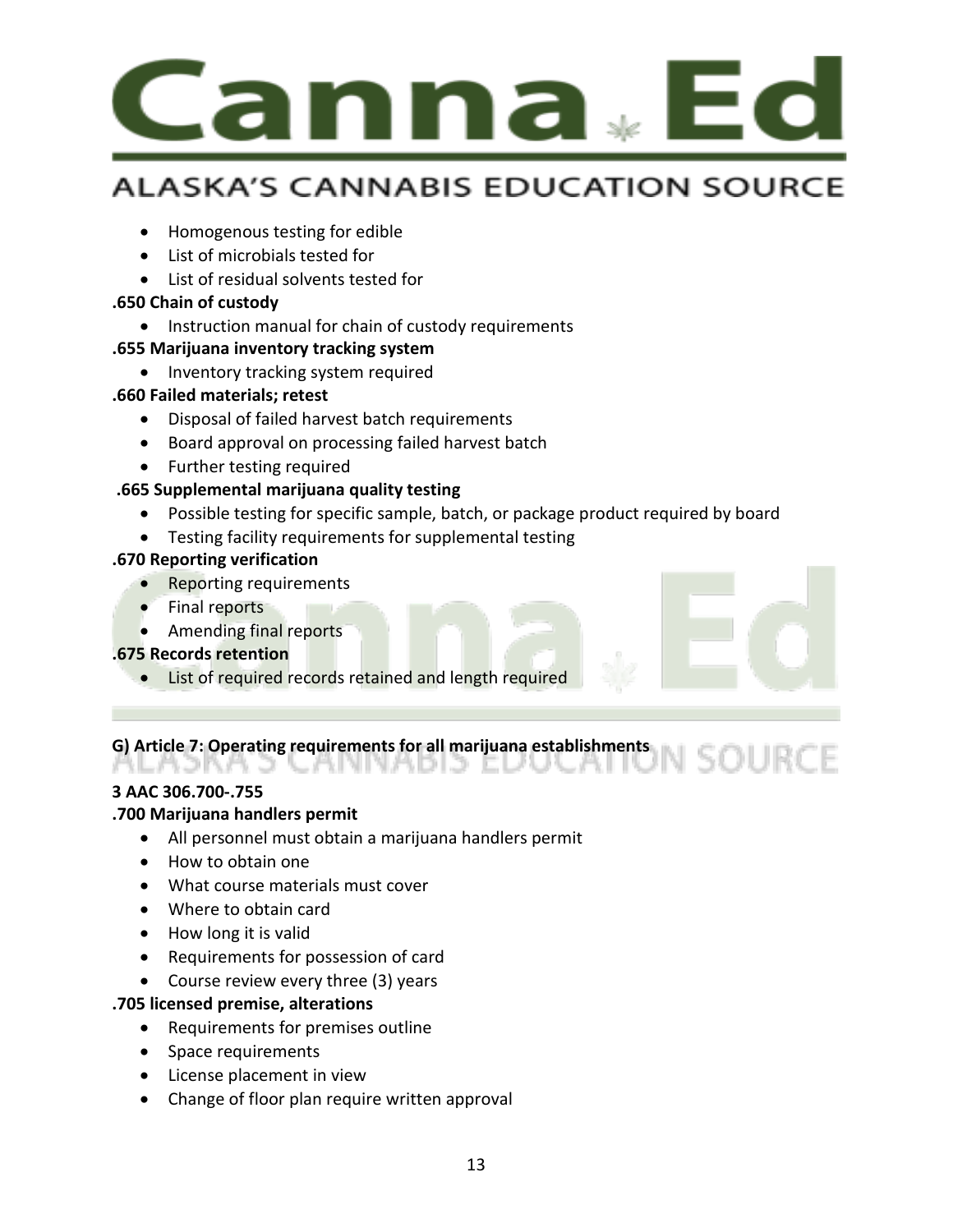- Homogenous testing for edible
- List of microbials tested for
- List of residual solvents tested for

**.650 Chain of custody**

- Instruction manual for chain of custody requirements

**.655 Marijuana inventory tracking system**

- Inventory tracking system required

**.660 Failed materials; retest**

- Disposal of failed harvest batch requirements
- Board approval on processing failed harvest batch
- Further testing required

**.665 Supplemental marijuana quality testing**

- Possible testing for specific sample, batch, or package product required by board
- Testing facility requirements for supplemental testing

**.670 Reporting verification**

- Reporting requirements
- Final reports
- Amending final reports

**.675 Records retention**

- List of required records retained and length required

**G) Article 7: Operating requirements for all marijuana establishments**

**3 AAC 306.700-.755**

**.700 Marijuana handlers permit**

- All personnel must obtain a marijuana handlers permit
- How to obtain one
- What course materials must cover
- Where to obtain card
- How long it is valid
- Requirements for possession of card
- Course review every three (3) years

**.705 licensed premise, alterations**

- Requirements for premises outline
- Space requirements
- License placement in view
- Change of floor plan require written approval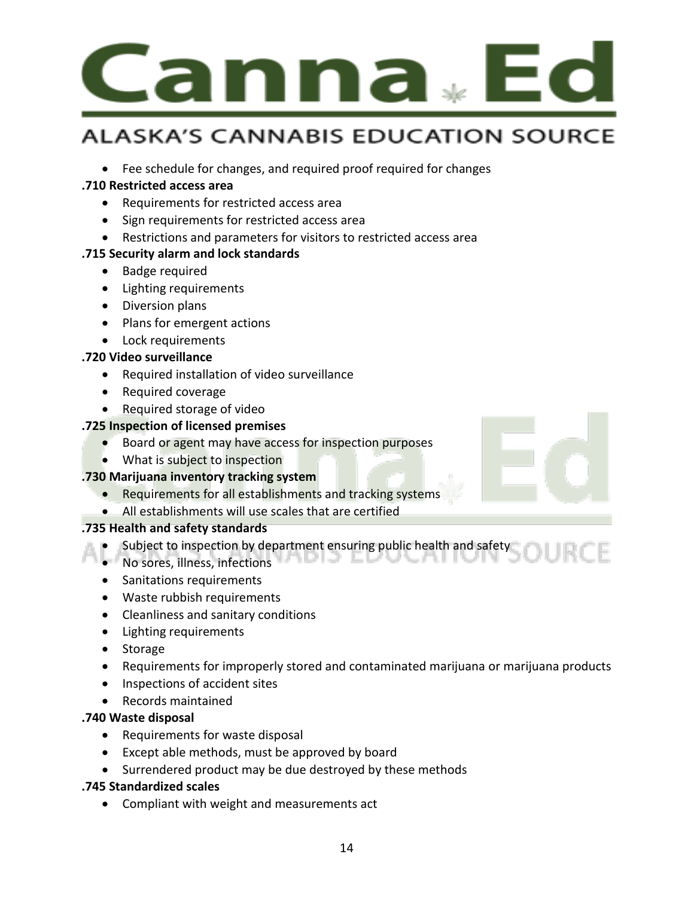- Fee schedule for changes, and required proof required for changes

**.710 Restricted access area**

- Requirements for restricted access area
- Sign requirements for restricted access area
- Restrictions and parameters for visitors to restricted access area

**.715 Security alarm and lock standards**

- Badge required
- Lighting requirements
- Diversion plans
- Plans for emergent actions
- Lock requirements

**.720 Video surveillance**

- Required installation of video surveillance
- Required coverage
- Required storage of video

**.725 Inspection of licensed premises**

- Board or agent may have access for inspection purposes
- What is subject to inspection

**.730 Marijuana inventory tracking system**

- Requirements for all establishments and tracking systems
- All establishments will use scales that are certified

**.735 Health and safety standards**

- Subject to inspection by department ensuring public health and safety
- No sores, illness, infections
- Sanitations requirements
- Waste rubbish requirements
- Cleanliness and sanitary conditions
- Lighting requirements
- Storage
- Requirements for improperly stored and contaminated marijuana or marijuana products
- Inspections of accident sites
- Records maintained

**.740 Waste disposal**

- Requirements for waste disposal
- Except able methods, must be approved by board
- Surrendered product may be due destroyed by these methods

**.745 Standardized scales**

- Compliant with weight and measurements act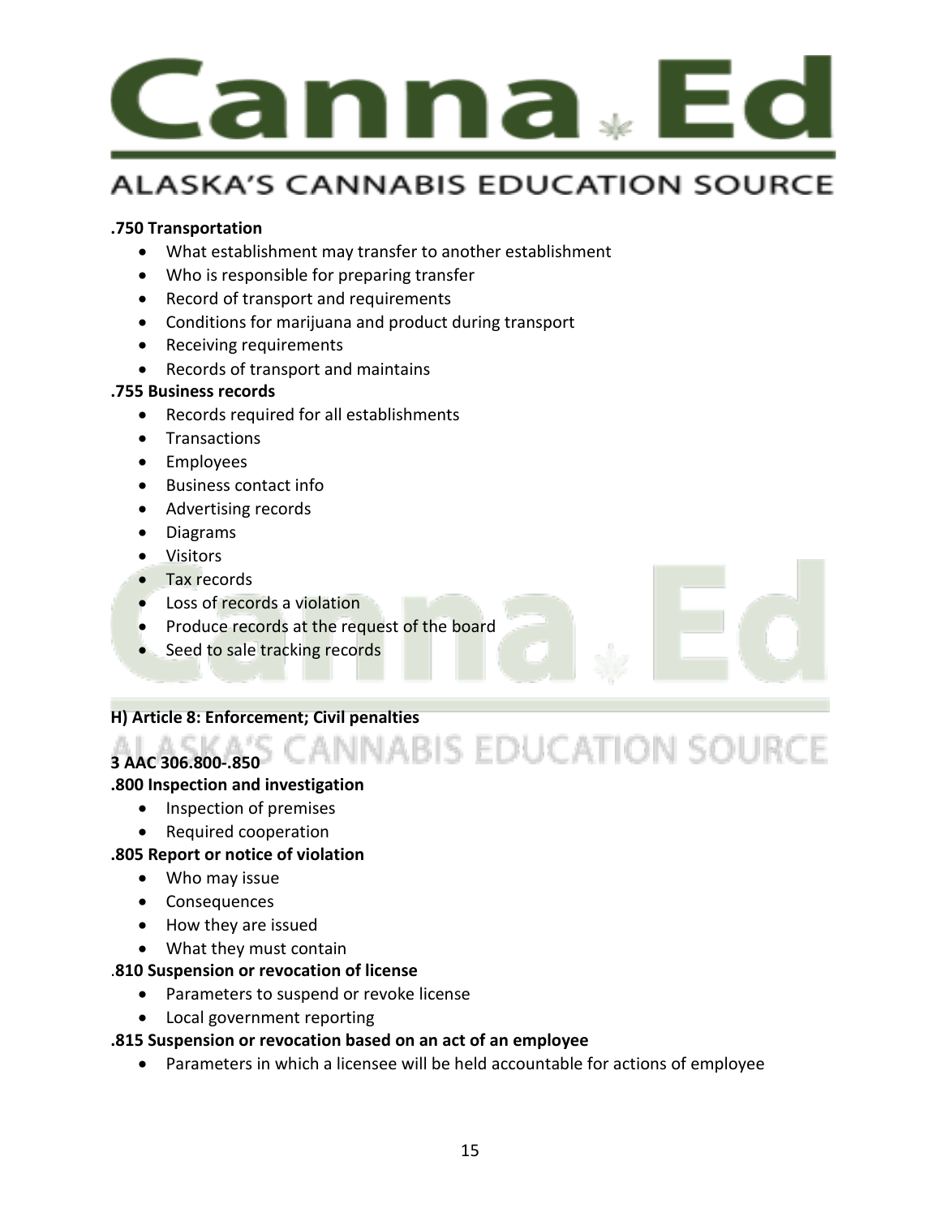**.750 Transportation**

- What establishment may transfer to another establishment
- Who is responsible for preparing transfer
- Record of transport and requirements
- Conditions for marijuana and product during transport
- Receiving requirements
- Records of transport and maintains

**.755 Business records**

- Records required for all establishments
- Transactions
- Employees
- Business contact info
- Advertising records
- Diagrams
- Visitors
- Tax records
- Loss of records a violation
- Produce records at the request of the board
- Seed to sale tracking records

**H) Article 8: Enforcement; Civil penalties**

**3 AAC 306.800-.850**

**.800 Inspection and investigation**

- Inspection of premises
- Required cooperation

**.805 Report or notice of violation**

- Who may issue
- Consequences
- How they are issued
- What they must contain

**.810 Suspension or revocation of license**

- Parameters to suspend or revoke license
- Local government reporting

**.815 Suspension or revocation based on an act of an employee**

- Parameters in which a licensee will be held accountable for actions of employee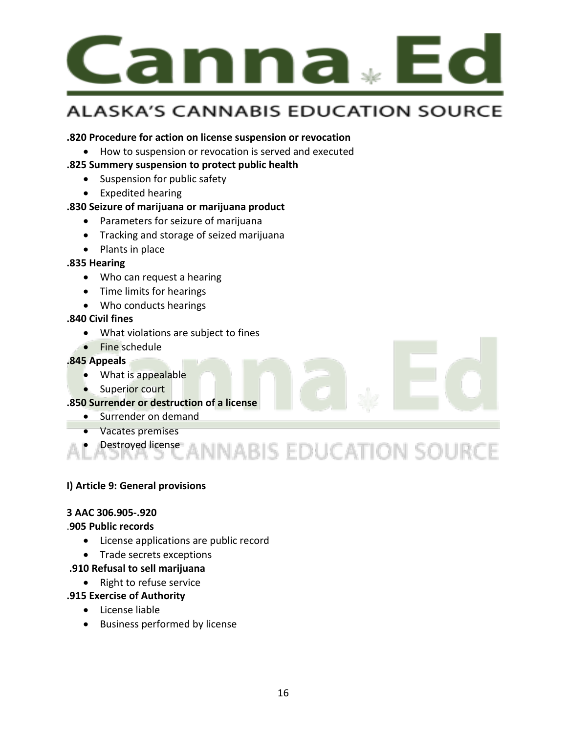**.820 Procedure for action on license suspension or revocation**

- How to suspension or revocation is served and executed

**.825 Summery suspension to protect public health**

- Suspension for public safety
- Expedited hearing

**.830 Seizure of marijuana or marijuana product**

- Parameters for seizure of marijuana
- Tracking and storage of seized marijuana
- Plants in place

**.835 Hearing**

- Who can request a hearing
- Time limits for hearings
- Who conducts hearings

**.840 Civil fines**

- What violations are subject to fines
- Fine schedule

**.845 Appeals**

- What is appealable
- Superior court

**.850 Surrender or destruction of a license**

- Surrender on demand
- Vacates premises
- Destroyed license

**I) Article 9: General provisions**

**3 AAC 306.905-.920**

**.905 Public records**

- License applications are public record
- Trade secrets exceptions

**.910 Refusal to sell marijuana**

- Right to refuse service

**.915 Exercise of Authority**

- License liable
- Business performed by license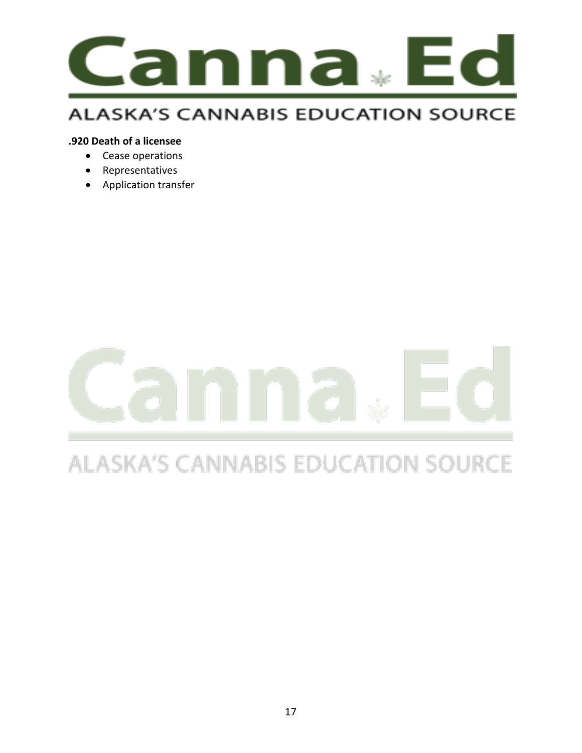**.920 Death of a licensee**

- Cease operations
- Representatives
- Application transfer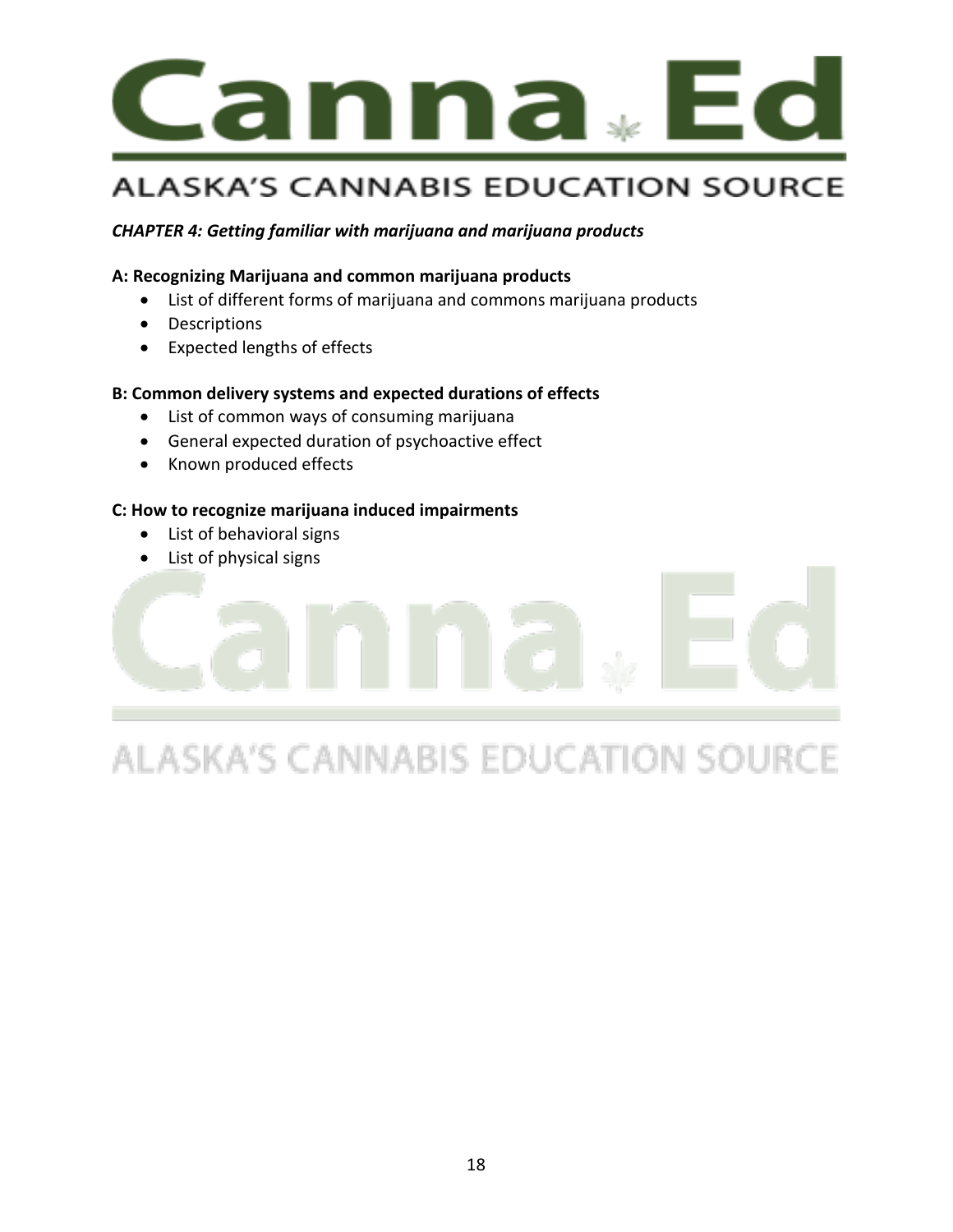*CHAPTER 4: Getting familiar with marijuana and marijuana products*

**A: Recognizing Marijuana and common marijuana products**

- List of different forms of marijuana and commons marijuana products
- Descriptions
- Expected lengths of effects

**B: Common delivery systems and expected durations of effects**

- List of common ways of consuming marijuana
- General expected duration of psychoactive effect
- Known produced effects

**C: How to recognize marijuana induced impairments**

- List of behavioral signs
- List of physical signs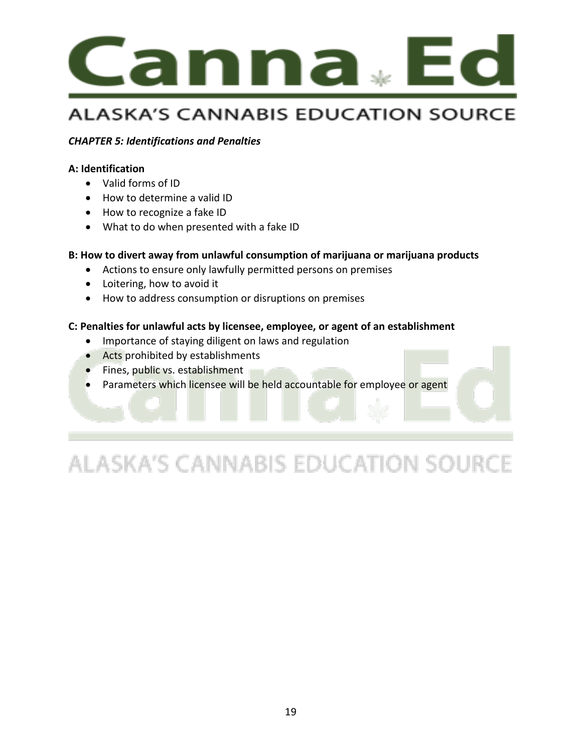*CHAPTER 5: Identifications and Penalties*

**A: Identification**

- Valid forms of ID
- How to determine a valid ID
- How to recognize a fake ID
- What to do when presented with a fake ID

**B: How to divert away from unlawful consumption of marijuana or marijuana products**

- Actions to ensure only lawfully permitted persons on premises
- Loitering, how to avoid it
- How to address consumption or disruptions on premises

**C: Penalties for unlawful acts by licensee, employee, or agent of an establishment**

- Importance of staying diligent on laws and regulation
- Acts prohibited by establishments
- Fines, public vs. establishment
- Parameters which licensee will be held accountable for employee or agent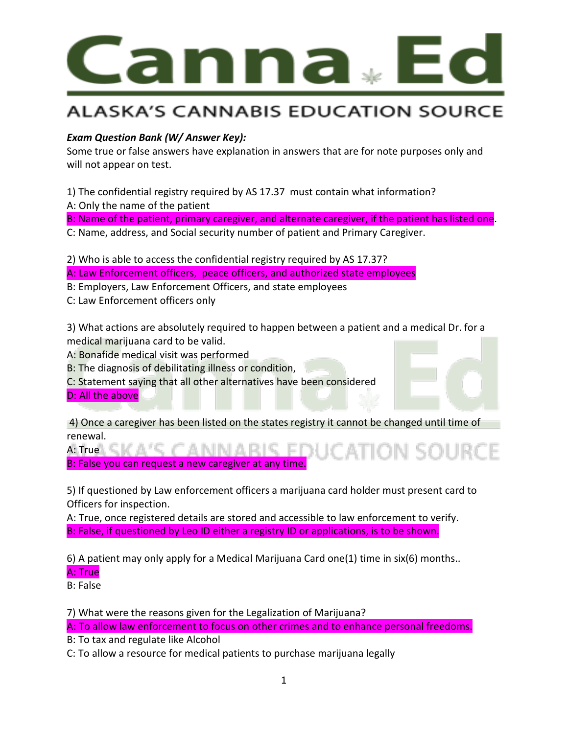# Canna Ed

## ALASKA'S CANNABIS EDUCATION SOURCE

***Exam Question Bank (W/ Answer Key):***

Some true or false answers have explanation in answers that are for note purposes only and will not appear on test.

1) The confidential registry required by AS 17.37 must contain what information?

A: Only the name of the patient

B: Name of the patient, primary caregiver, and alternate caregiver, if the patient has listed one.

C: Name, address, and Social security number of patient and Primary Caregiver.

2) Who is able to access the confidential registry required by AS 17.37?

A: Law Enforcement officers, peace officers, and authorized state employees

B: Employers, Law Enforcement Officers, and state employees

C: Law Enforcement officers only

3) What actions are absolutely required to happen between a patient and a medical Dr. for a medical marijuana card to be valid.

A: Bonafide medical visit was performed

B: The diagnosis of debilitating illness or condition,

C: Statement saying that all other alternatives have been considered

D: All the above

4) Once a caregiver has been listed on the states registry it cannot be changed until time of renewal.

A: True

B: False you can request a new caregiver at any time.

5) If questioned by Law enforcement officers a marijuana card holder must present card to Officers for inspection.

A: True, once registered details are stored and accessible to law enforcement to verify.

B: False, if questioned by Leo ID either a registry ID or applications, is to be shown.

6) A patient may only apply for a Medical Marijuana Card one(1) time in six(6) months..

A: True

B: False

7) What were the reasons given for the Legalization of Marijuana?

A: To allow law enforcement to focus on other crimes and to enhance personal freedoms.

B: To tax and regulate like Alcohol

C: To allow a resource for medical patients to purchase marijuana legally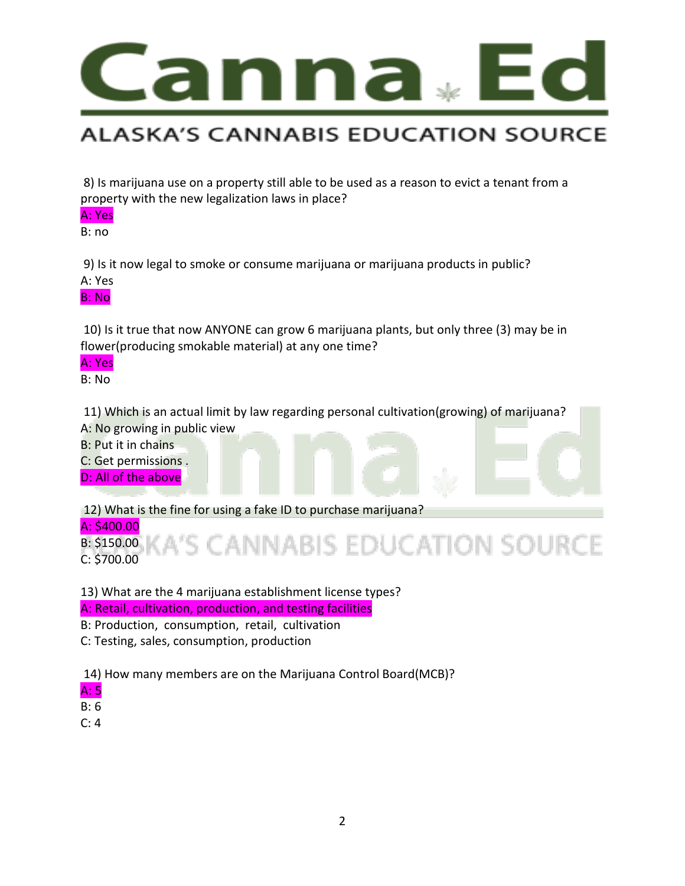8) Is marijuana use on a property still able to be used as a reason to evict a tenant from a property with the new legalization laws in place?

**A: Yes**

B: no

9) Is it now legal to smoke or consume marijuana or marijuana products in public?

A: Yes

**B: No**

10) Is it true that now ANYONE can grow 6 marijuana plants, but only three (3) may be in flower(producing smokable material) at any one time?

**A: Yes**

B: No

11) Which is an actual limit by law regarding personal cultivation(growing) of marijuana?

A: No growing in public view

B: Put it in chains

C: Get permissions .

**D: All of the above**

12) What is the fine for using a fake ID to purchase marijuana?

**A: $400.00**

B: $150.00

C: $700.00

13) What are the 4 marijuana establishment license types?

**A: Retail, cultivation, production, and testing facilities**

B: Production, consumption, retail, cultivation

C: Testing, sales, consumption, production

14) How many members are on the Marijuana Control Board(MCB)?

**A: 5**

B: 6

C: 4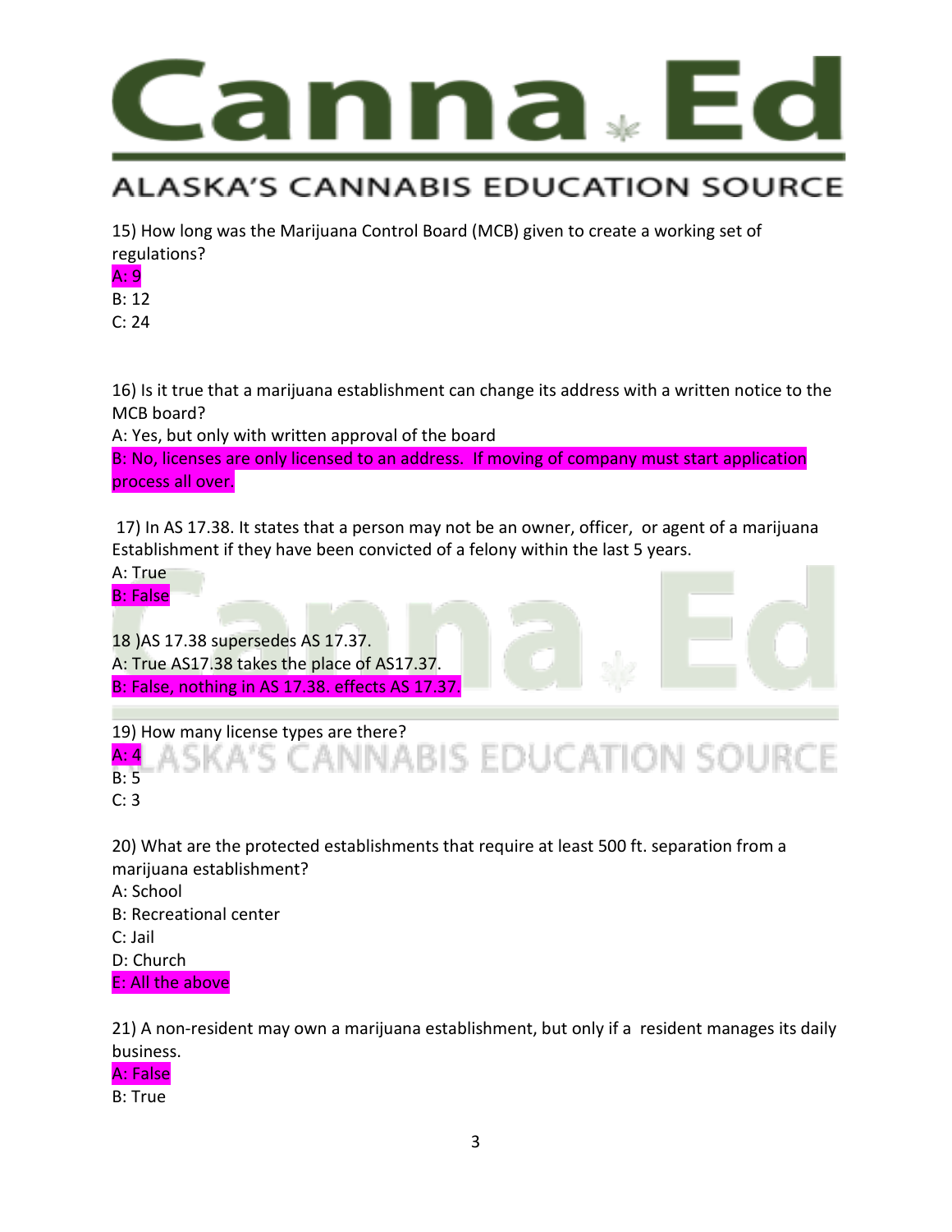15) How long was the Marijuana Control Board (MCB) given to create a working set of regulations?

A: 9

B: 12

C: 24

16) Is it true that a marijuana establishment can change its address with a written notice to the MCB board?

A: Yes, but only with written approval of the board

B: No, licenses are only licensed to an address. If moving of company must start application process all over.

17) In AS 17.38. It states that a person may not be an owner, officer, or agent of a marijuana Establishment if they have been convicted of a felony within the last 5 years.

A: True

B: False

18 )AS 17.38 supersedes AS 17.37.

A: True AS17.38 takes the place of AS17.37.

B: False, nothing in AS 17.38. effects AS 17.37.

19) How many license types are there?

A: 4

B: 5

C: 3

20) What are the protected establishments that require at least 500 ft. separation from a marijuana establishment?

A: School

B: Recreational center

C: Jail

D: Church

E: All the above

21) A non-resident may own a marijuana establishment, but only if a resident manages its daily business.

A: False

B: True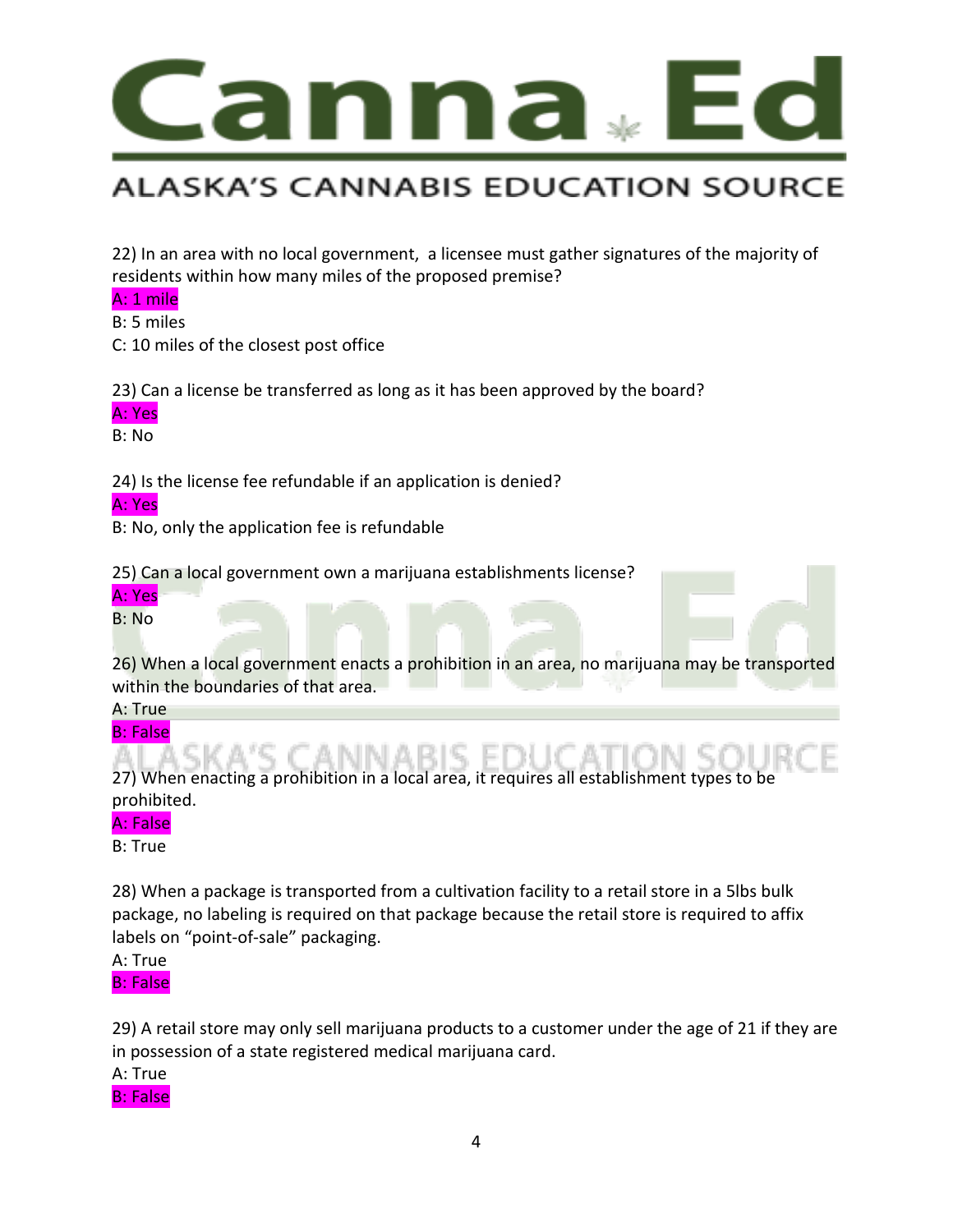22) In an area with no local government, a licensee must gather signatures of the majority of residents within how many miles of the proposed premise?

**A: 1 mile**

B: 5 miles

C: 10 miles of the closest post office

23) Can a license be transferred as long as it has been approved by the board?

**A: Yes**

B: No

24) Is the license fee refundable if an application is denied?

**A: Yes**

B: No, only the application fee is refundable

25) Can a local government own a marijuana establishments license?

**A: Yes**

B: No

26) When a local government enacts a prohibition in an area, no marijuana may be transported within the boundaries of that area.

A: True

**B: False**

27) When enacting a prohibition in a local area, it requires all establishment types to be prohibited.

**A: False**

B: True

28) When a package is transported from a cultivation facility to a retail store in a 5lbs bulk package, no labeling is required on that package because the retail store is required to affix labels on "point-of-sale" packaging.

A: True

**B: False**

29) A retail store may only sell marijuana products to a customer under the age of 21 if they are in possession of a state registered medical marijuana card.

A: True

**B: False**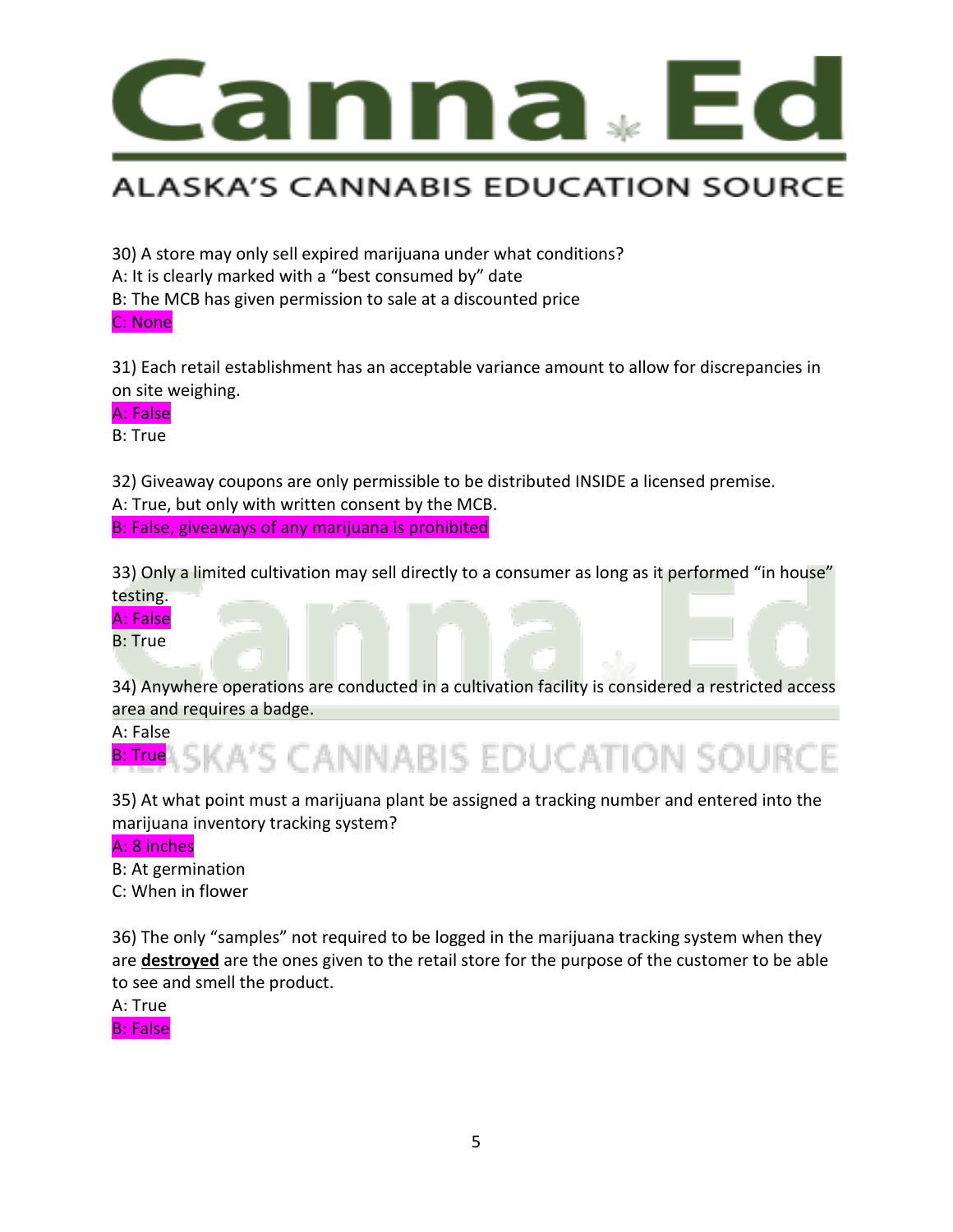30) A store may only sell expired marijuana under what conditions?
A: It is clearly marked with a "best consumed by" date
B: The MCB has given permission to sale at a discounted price
C: None

31) Each retail establishment has an acceptable variance amount to allow for discrepancies in on site weighing.
A: False
B: True

32) Giveaway coupons are only permissible to be distributed INSIDE a licensed premise.
A: True, but only with written consent by the MCB.
B: False, giveaways of any marijuana is prohibited

33) Only a limited cultivation may sell directly to a consumer as long as it performed "in house" testing.
A: False
B: True

34) Anywhere operations are conducted in a cultivation facility is considered a restricted access area and requires a badge.
A: False
B: True

35) At what point must a marijuana plant be assigned a tracking number and entered into the marijuana inventory tracking system?
A: 8 inches
B: At germination
C: When in flower

36) The only "samples" not required to be logged in the marijuana tracking system when they are **destroyed** are the ones given to the retail store for the purpose of the customer to be able to see and smell the product.
A: True
B: False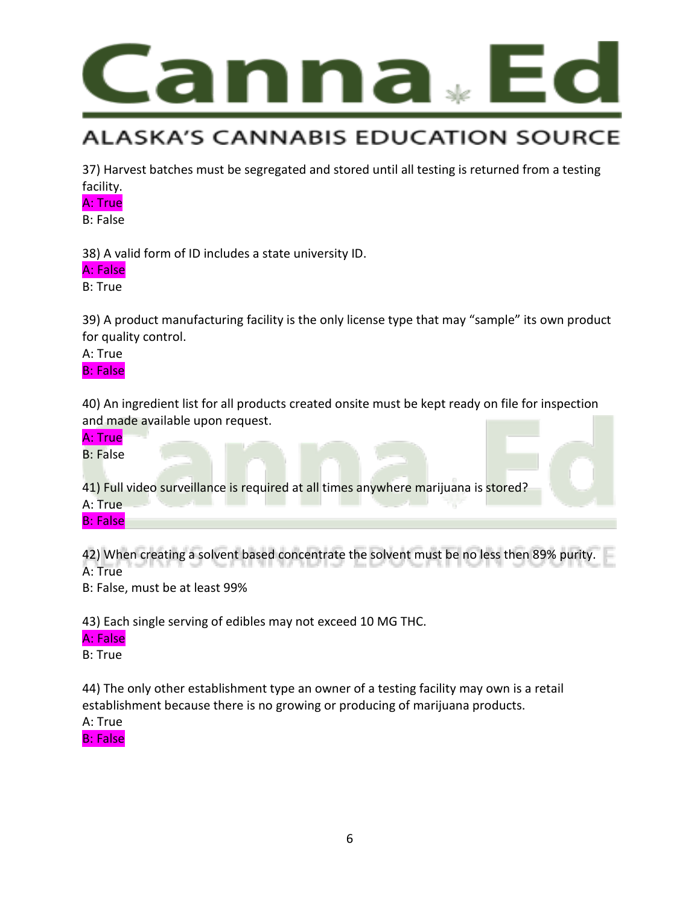37) Harvest batches must be segregated and stored until all testing is returned from a testing facility.
A: True
B: False

38) A valid form of ID includes a state university ID.
A: False
B: True

39) A product manufacturing facility is the only license type that may "sample" its own product for quality control.
A: True
B: False

40) An ingredient list for all products created onsite must be kept ready on file for inspection and made available upon request.
A: True
B: False

41) Full video surveillance is required at all times anywhere marijuana is stored?
A: True
B: False

42) When creating a solvent based concentrate the solvent must be no less then 89% purity.
A: True
B: False, must be at least 99%

43) Each single serving of edibles may not exceed 10 MG THC.
A: False
B: True

44) The only other establishment type an owner of a testing facility may own is a retail establishment because there is no growing or producing of marijuana products.
A: True
B: False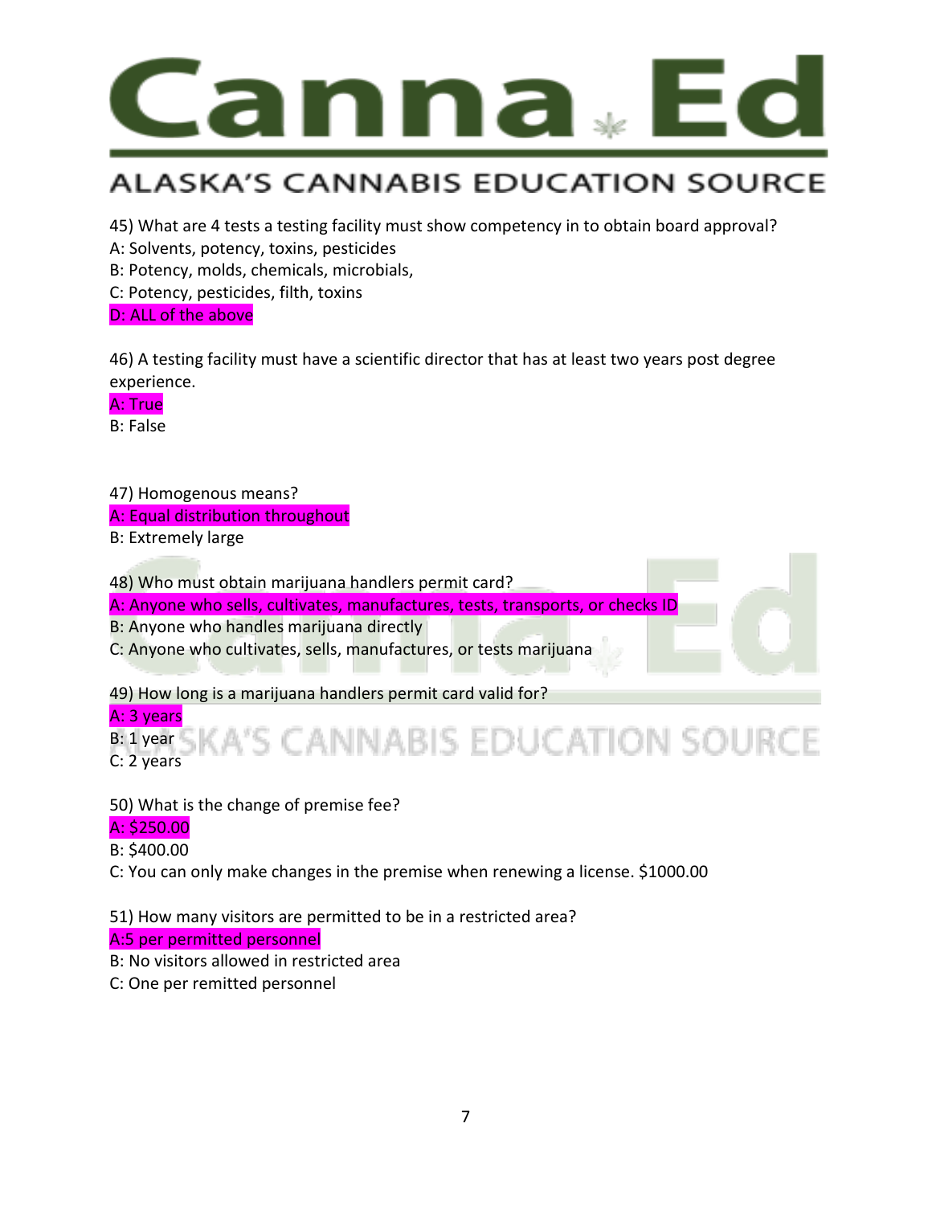45) What are 4 tests a testing facility must show competency in to obtain board approval?
A: Solvents, potency, toxins, pesticides
B: Potency, molds, chemicals, microbials,
C: Potency, pesticides, filth, toxins
D: ALL of the above

46) A testing facility must have a scientific director that has at least two years post degree experience.
A: True
B: False

47) Homogenous means?
A: Equal distribution throughout
B: Extremely large

48) Who must obtain marijuana handlers permit card?
A: Anyone who sells, cultivates, manufactures, tests, transports, or checks ID
B: Anyone who handles marijuana directly
C: Anyone who cultivates, sells, manufactures, or tests marijuana

49) How long is a marijuana handlers permit card valid for?
A: 3 years
B: 1 year
C: 2 years

50) What is the change of premise fee?
A: $250.00
B: $400.00
C: You can only make changes in the premise when renewing a license. $1000.00

51) How many visitors are permitted to be in a restricted area?
A:5 per permitted personnel
B: No visitors allowed in restricted area
C: One per remitted personnel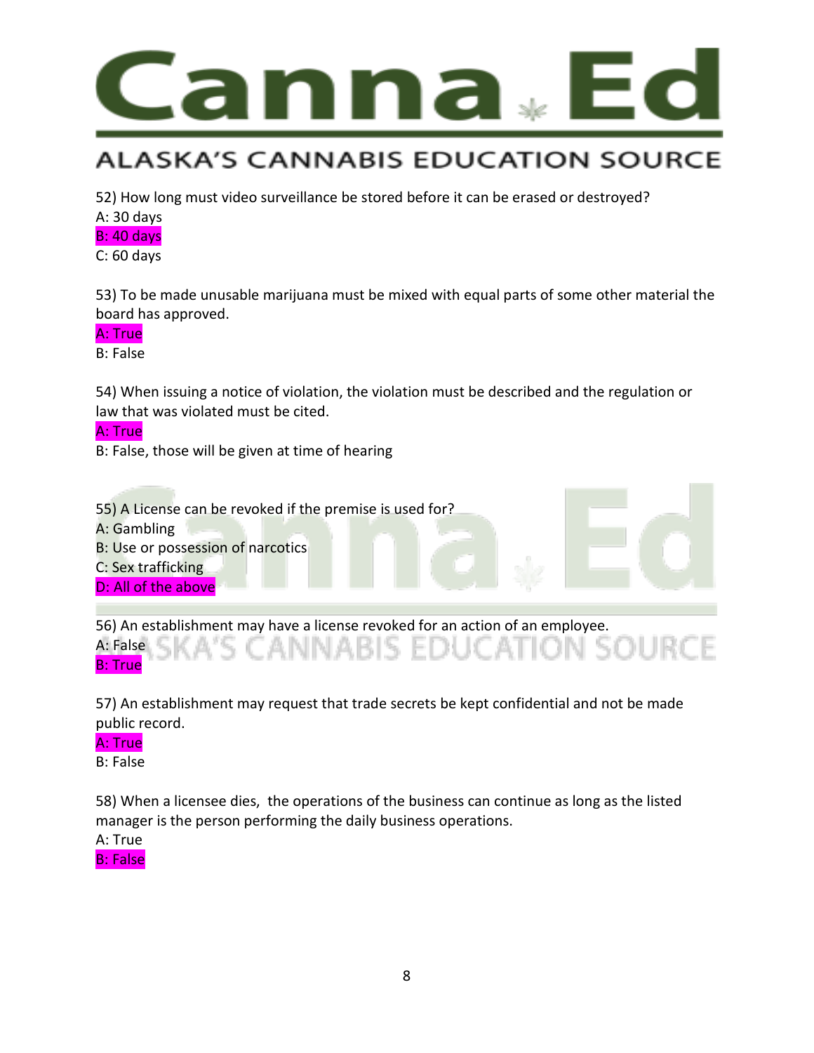52) How long must video surveillance be stored before it can be erased or destroyed?
A: 30 days
B: 40 days
C: 60 days

53) To be made unusable marijuana must be mixed with equal parts of some other material the board has approved.
A: True
B: False

54) When issuing a notice of violation, the violation must be described and the regulation or law that was violated must be cited.
A: True
B: False, those will be given at time of hearing

55) A License can be revoked if the premise is used for?
A: Gambling
B: Use or possession of narcotics
C: Sex trafficking
D: All of the above

56) An establishment may have a license revoked for an action of an employee.
A: False
B: True

57) An establishment may request that trade secrets be kept confidential and not be made public record.
A: True
B: False

58) When a licensee dies, the operations of the business can continue as long as the listed manager is the person performing the daily business operations.
A: True
B: False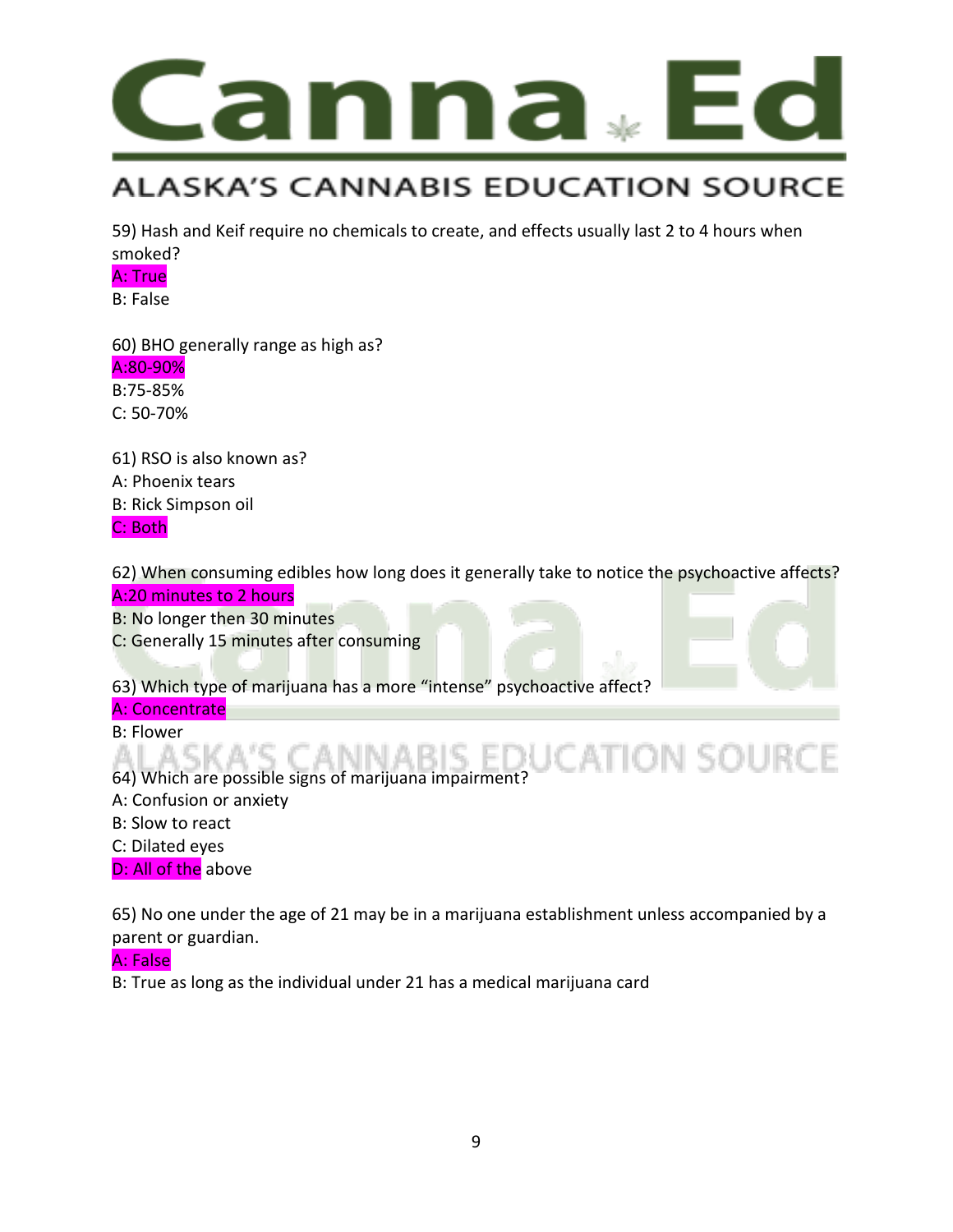59) Hash and Keif require no chemicals to create, and effects usually last 2 to 4 hours when smoked?

A: True

B: False

60) BHO generally range as high as?

A:80-90%

B:75-85%

C: 50-70%

61) RSO is also known as?

A: Phoenix tears

B: Rick Simpson oil

C: Both

62) When consuming edibles how long does it generally take to notice the psychoactive affects?

A:20 minutes to 2 hours

B: No longer then 30 minutes

C: Generally 15 minutes after consuming

63) Which type of marijuana has a more "intense" psychoactive affect?

A: Concentrate

B: Flower

64) Which are possible signs of marijuana impairment?

A: Confusion or anxiety

B: Slow to react

C: Dilated eyes

D: All of the above

65) No one under the age of 21 may be in a marijuana establishment unless accompanied by a parent or guardian.

A: False

B: True as long as the individual under 21 has a medical marijuana card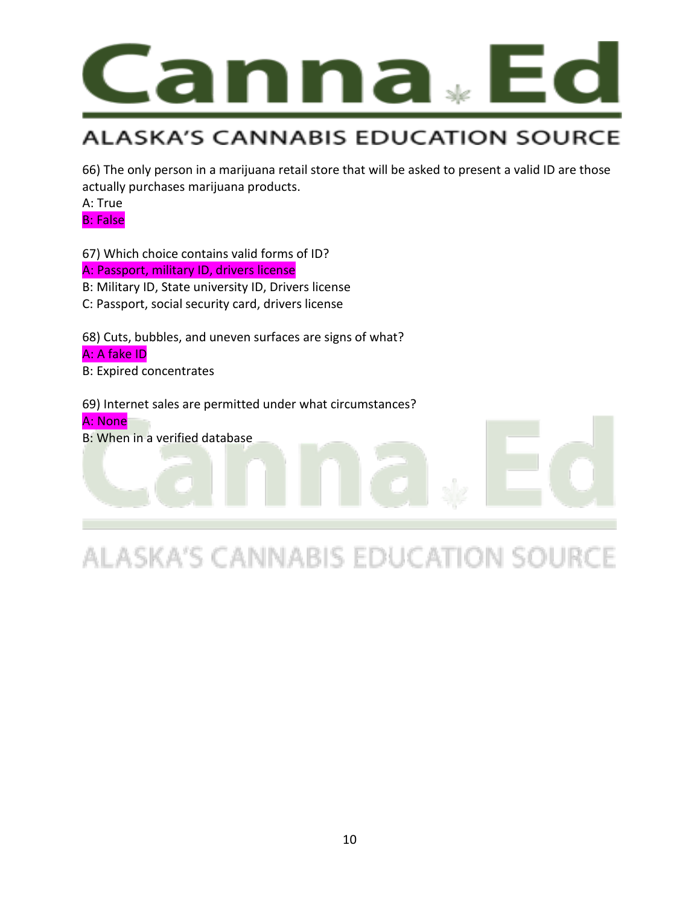66) The only person in a marijuana retail store that will be asked to present a valid ID are those actually purchases marijuana products.
A: True
B: False

67) Which choice contains valid forms of ID?
A: Passport, military ID, drivers license
B: Military ID, State university ID, Drivers license
C: Passport, social security card, drivers license

68) Cuts, bubbles, and uneven surfaces are signs of what?
A: A fake ID
B: Expired concentrates

69) Internet sales are permitted under what circumstances?
A: None
B: When in a verified database